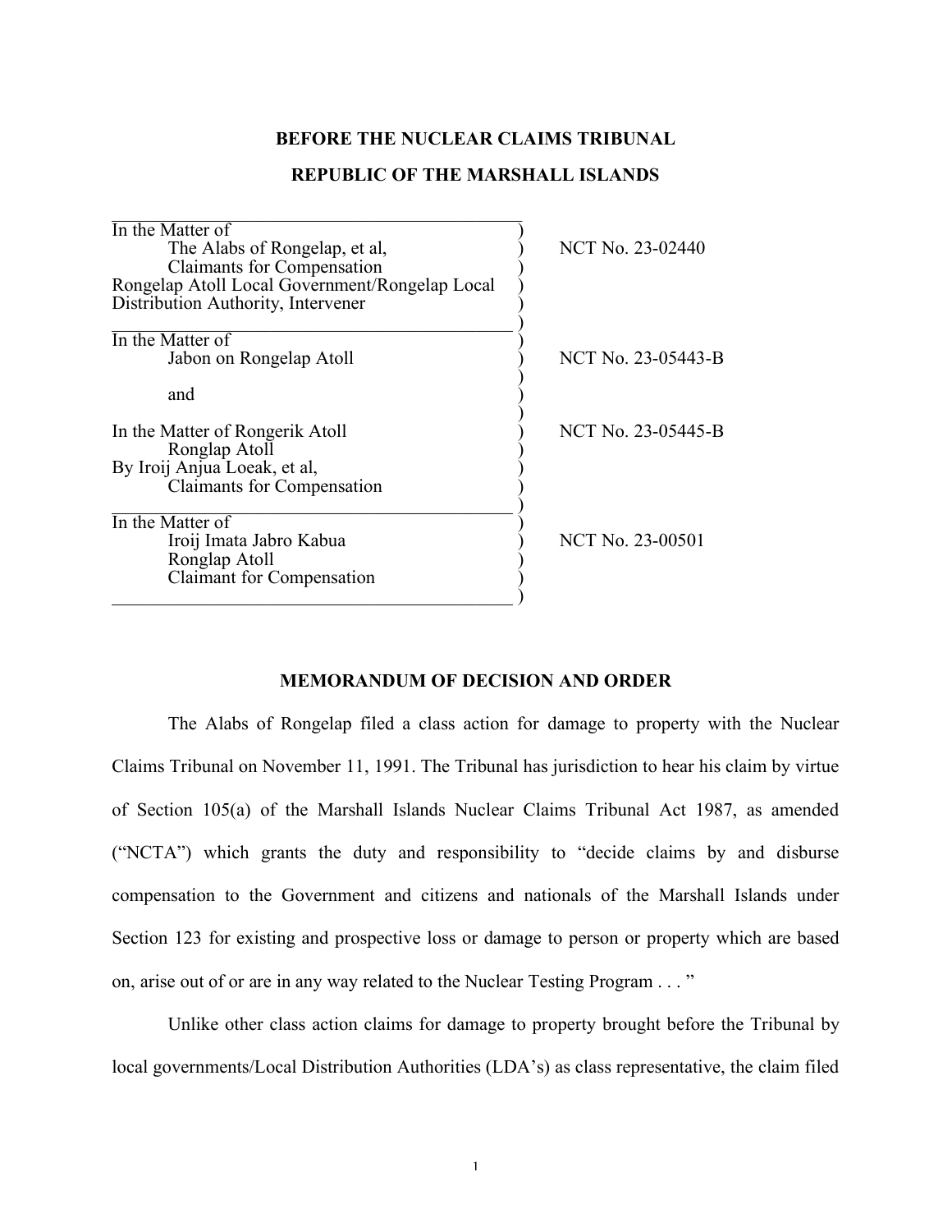**BEFORE THE NUCLEAR CLAIMS TRIBUNAL**

**REPUBLIC OF THE MARSHALL ISLANDS**

| | |
|---|---|
| In the Matter of<br>The Alabs of Rongelap, et al,<br>Claimants for Compensation<br>Rongelap Atoll Local Government/Rongelap Local Distribution Authority, Intervener | NCT No. 23-02440 |
| In the Matter of<br>Jabon on Rongelap Atoll<br><br>and | NCT No. 23-05443-B |
| In the Matter of Rongerik Atoll<br>Ronglap Atoll<br>By Iroij Anjua Loeak, et al,<br>Claimants for Compensation | NCT No. 23-05445-B |
| In the Matter of<br>Iroij Imata Jabro Kabua<br>Ronglap Atoll<br>Claimant for Compensation | NCT No. 23-00501 |

**MEMORANDUM OF DECISION AND ORDER**

The Alabs of Rongelap filed a class action for damage to property with the Nuclear Claims Tribunal on November 11, 1991. The Tribunal has jurisdiction to hear his claim by virtue of Section 105(a) of the Marshall Islands Nuclear Claims Tribunal Act 1987, as amended ("NCTA") which grants the duty and responsibility to "decide claims by and disburse compensation to the Government and citizens and nationals of the Marshall Islands under Section 123 for existing and prospective loss or damage to person or property which are based on, arise out of or are in any way related to the Nuclear Testing Program . . . "

Unlike other class action claims for damage to property brought before the Tribunal by local governments/Local Distribution Authorities (LDA's) as class representative, the claim filed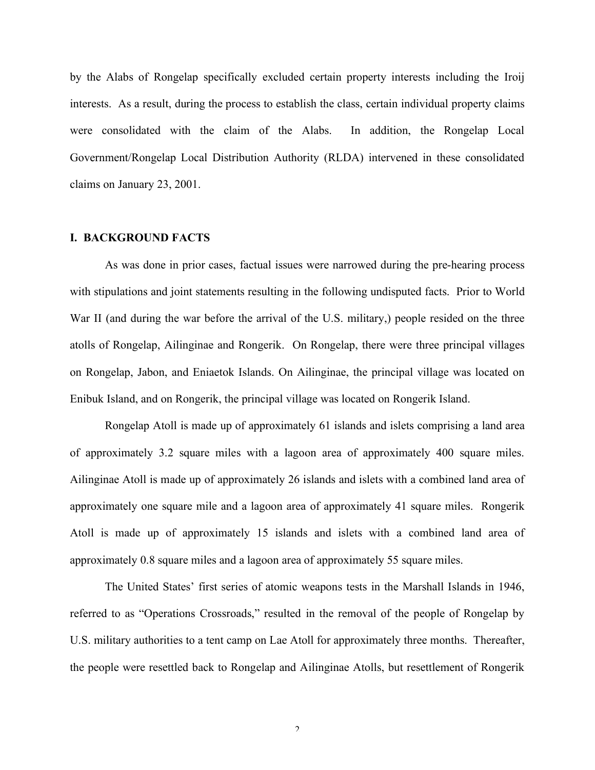by the Alabs of Rongelap specifically excluded certain property interests including the Iroij interests. As a result, during the process to establish the class, certain individual property claims were consolidated with the claim of the Alabs. In addition, the Rongelap Local Government/Rongelap Local Distribution Authority (RLDA) intervened in these consolidated claims on January 23, 2001.

## I. BACKGROUND FACTS

As was done in prior cases, factual issues were narrowed during the pre-hearing process with stipulations and joint statements resulting in the following undisputed facts. Prior to World War II (and during the war before the arrival of the U.S. military,) people resided on the three atolls of Rongelap, Ailinginae and Rongerik. On Rongelap, there were three principal villages on Rongelap, Jabon, and Eniaetok Islands. On Ailinginae, the principal village was located on Enibuk Island, and on Rongerik, the principal village was located on Rongerik Island.

Rongelap Atoll is made up of approximately 61 islands and islets comprising a land area of approximately 3.2 square miles with a lagoon area of approximately 400 square miles. Ailinginae Atoll is made up of approximately 26 islands and islets with a combined land area of approximately one square mile and a lagoon area of approximately 41 square miles. Rongerik Atoll is made up of approximately 15 islands and islets with a combined land area of approximately 0.8 square miles and a lagoon area of approximately 55 square miles.

The United States' first series of atomic weapons tests in the Marshall Islands in 1946, referred to as "Operations Crossroads," resulted in the removal of the people of Rongelap by U.S. military authorities to a tent camp on Lae Atoll for approximately three months. Thereafter, the people were resettled back to Rongelap and Ailinginae Atolls, but resettlement of Rongerik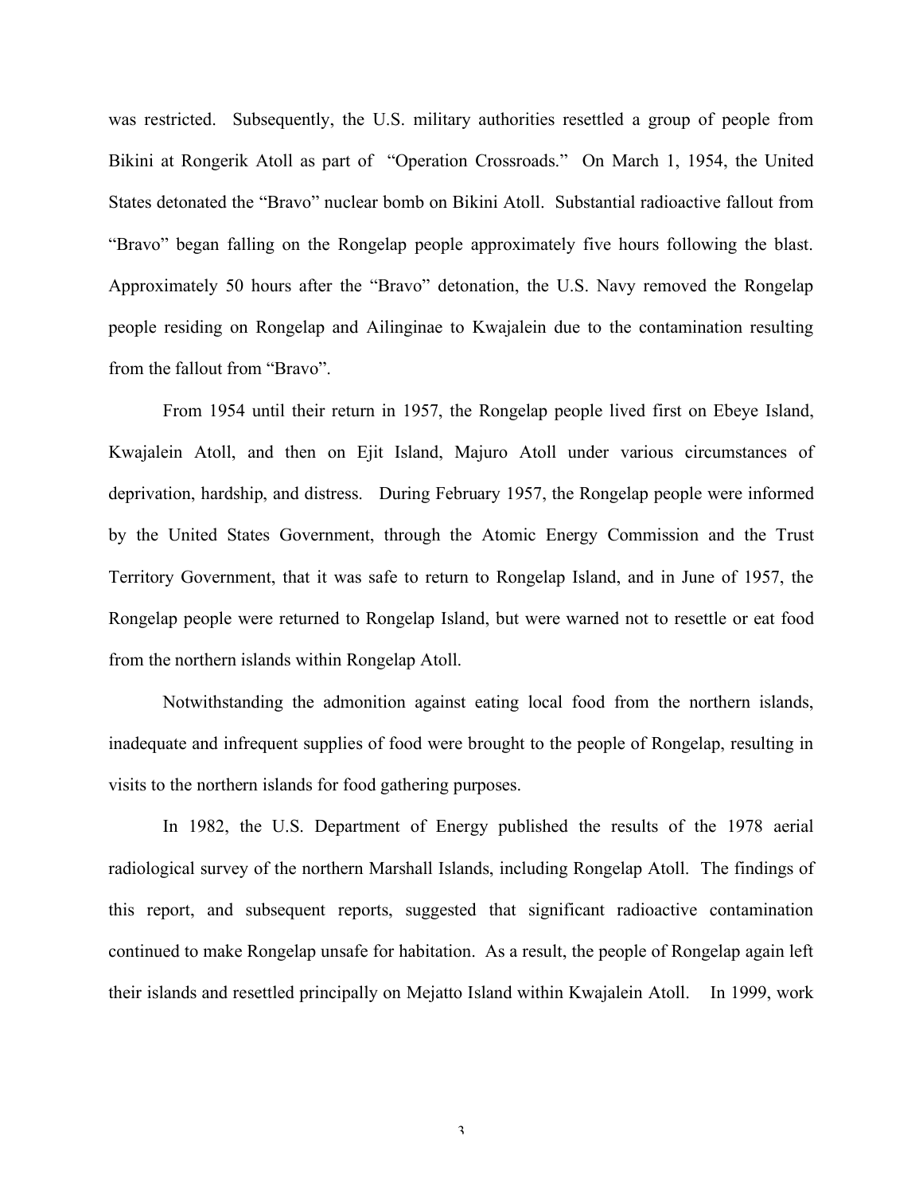was restricted. Subsequently, the U.S. military authorities resettled a group of people from Bikini at Rongerik Atoll as part of "Operation Crossroads." On March 1, 1954, the United States detonated the "Bravo" nuclear bomb on Bikini Atoll. Substantial radioactive fallout from "Bravo" began falling on the Rongelap people approximately five hours following the blast. Approximately 50 hours after the "Bravo" detonation, the U.S. Navy removed the Rongelap people residing on Rongelap and Ailinginae to Kwajalein due to the contamination resulting from the fallout from "Bravo".

From 1954 until their return in 1957, the Rongelap people lived first on Ebeye Island, Kwajalein Atoll, and then on Ejit Island, Majuro Atoll under various circumstances of deprivation, hardship, and distress. During February 1957, the Rongelap people were informed by the United States Government, through the Atomic Energy Commission and the Trust Territory Government, that it was safe to return to Rongelap Island, and in June of 1957, the Rongelap people were returned to Rongelap Island, but were warned not to resettle or eat food from the northern islands within Rongelap Atoll.

Notwithstanding the admonition against eating local food from the northern islands, inadequate and infrequent supplies of food were brought to the people of Rongelap, resulting in visits to the northern islands for food gathering purposes.

In 1982, the U.S. Department of Energy published the results of the 1978 aerial radiological survey of the northern Marshall Islands, including Rongelap Atoll. The findings of this report, and subsequent reports, suggested that significant radioactive contamination continued to make Rongelap unsafe for habitation. As a result, the people of Rongelap again left their islands and resettled principally on Mejatto Island within Kwajalein Atoll. In 1999, work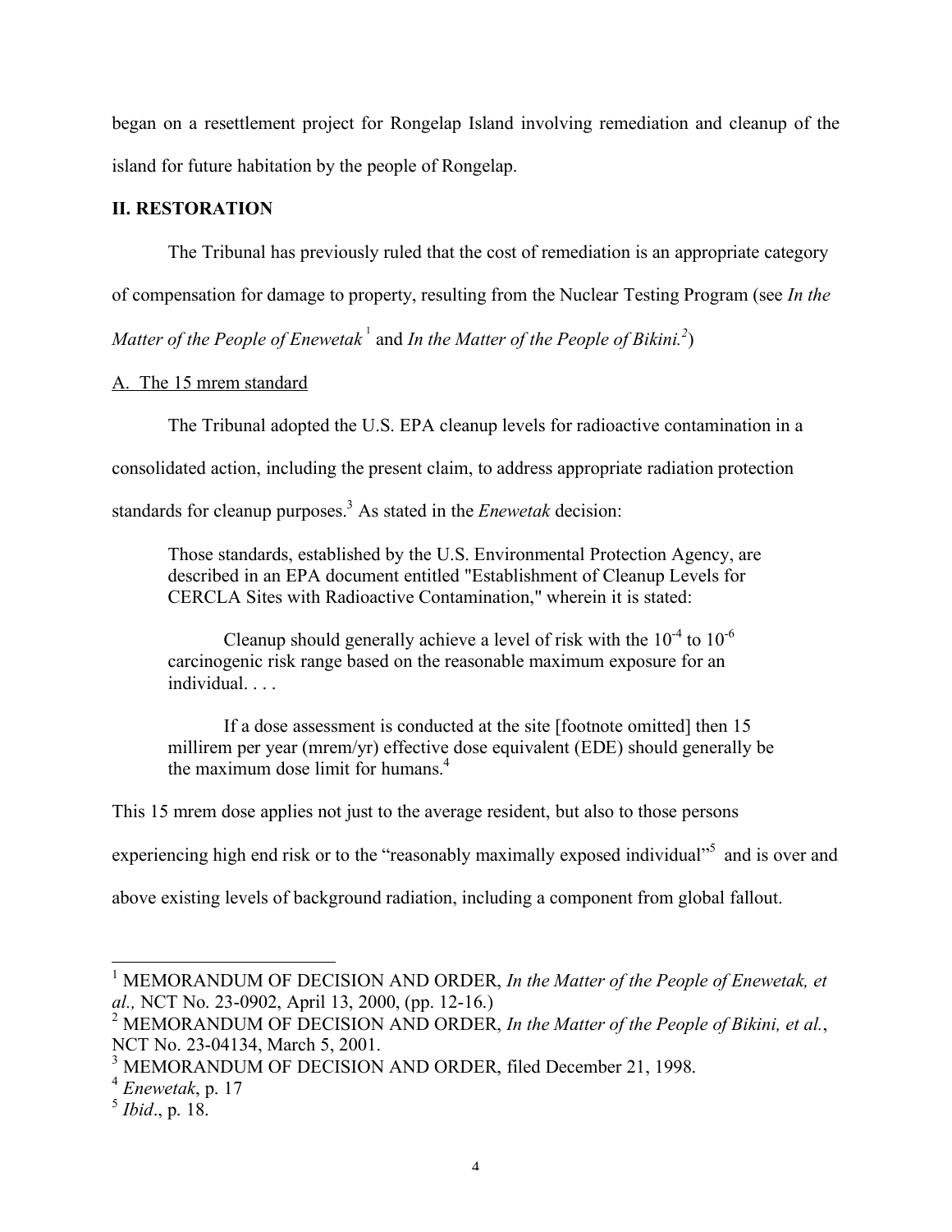began on a resettlement project for Rongelap Island involving remediation and cleanup of the island for future habitation by the people of Rongelap.

## II. RESTORATION

The Tribunal has previously ruled that the cost of remediation is an appropriate category of compensation for damage to property, resulting from the Nuclear Testing Program (see *In the Matter of the People of Enewetak*[1] and *In the Matter of the People of Bikini.*[2])

### A. The 15 mrem standard

The Tribunal adopted the U.S. EPA cleanup levels for radioactive contamination in a consolidated action, including the present claim, to address appropriate radiation protection standards for cleanup purposes.[3] As stated in the *Enewetak* decision:

> Those standards, established by the U.S. Environmental Protection Agency, are described in an EPA document entitled "Establishment of Cleanup Levels for CERCLA Sites with Radioactive Contamination," wherein it is stated:
>
> Cleanup should generally achieve a level of risk with the $10^{-4}$ to $10^{-6}$ carcinogenic risk range based on the reasonable maximum exposure for an individual. . . .
>
> If a dose assessment is conducted at the site [footnote omitted] then 15 millirem per year (mrem/yr) effective dose equivalent (EDE) should generally be the maximum dose limit for humans.[4]

This 15 mrem dose applies not just to the average resident, but also to those persons experiencing high end risk or to the "reasonably maximally exposed individual"[5] and is over and above existing levels of background radiation, including a component from global fallout.

---

[1] MEMORANDUM OF DECISION AND ORDER, *In the Matter of the People of Enewetak, et al.,* NCT No. 23-0902, April 13, 2000, (pp. 12-16.)

[2] MEMORANDUM OF DECISION AND ORDER, *In the Matter of the People of Bikini, et al.*, NCT No. 23-04134, March 5, 2001.

[3] MEMORANDUM OF DECISION AND ORDER, filed December 21, 1998.

[4] *Enewetak*, p. 17

[5] *Ibid*., p. 18.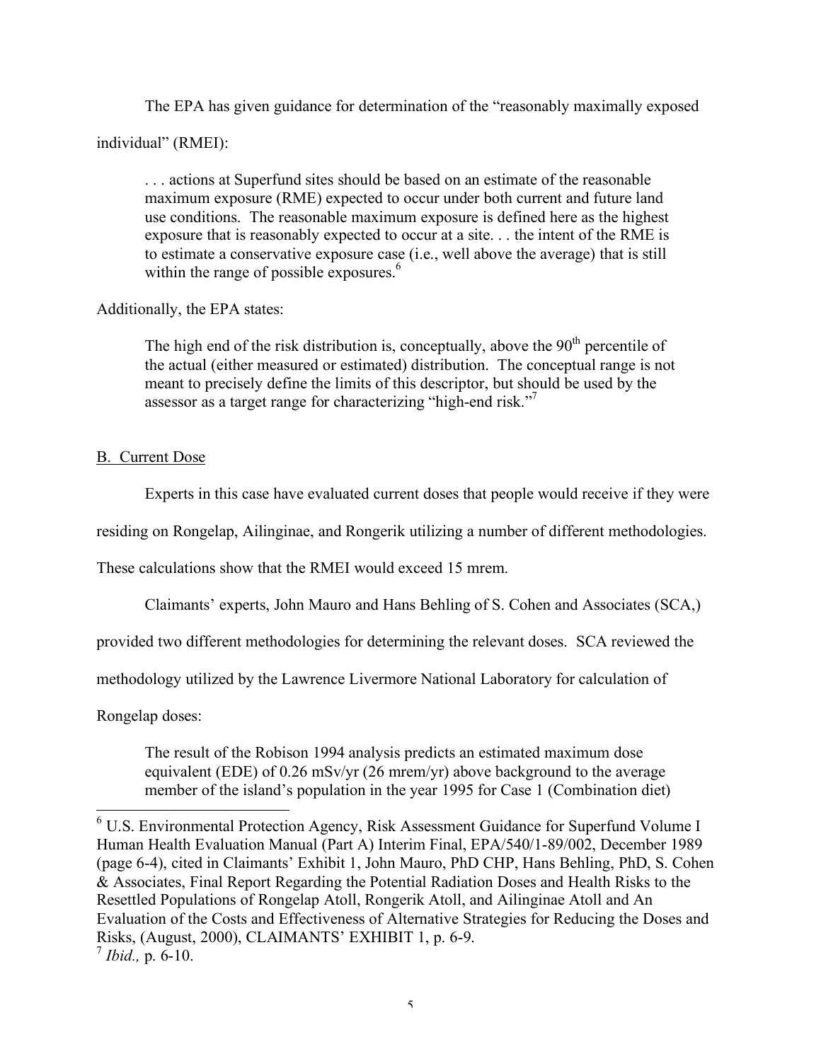The EPA has given guidance for determination of the "reasonably maximally exposed individual" (RMEI):

> . . . actions at Superfund sites should be based on an estimate of the reasonable maximum exposure (RME) expected to occur under both current and future land use conditions. The reasonable maximum exposure is defined here as the highest exposure that is reasonably expected to occur at a site. . . the intent of the RME is to estimate a conservative exposure case (i.e., well above the average) that is still within the range of possible exposures.[6]

Additionally, the EPA states:

> The high end of the risk distribution is, conceptually, above the 90th percentile of the actual (either measured or estimated) distribution. The conceptual range is not meant to precisely define the limits of this descriptor, but should be used by the assessor as a target range for characterizing "high-end risk."[7]

B. Current Dose

Experts in this case have evaluated current doses that people would receive if they were residing on Rongelap, Ailinginae, and Rongerik utilizing a number of different methodologies. These calculations show that the RMEI would exceed 15 mrem.

Claimants' experts, John Mauro and Hans Behling of S. Cohen and Associates (SCA,) provided two different methodologies for determining the relevant doses. SCA reviewed the methodology utilized by the Lawrence Livermore National Laboratory for calculation of Rongelap doses:

> The result of the Robison 1994 analysis predicts an estimated maximum dose equivalent (EDE) of 0.26 mSv/yr (26 mrem/yr) above background to the average member of the island's population in the year 1995 for Case 1 (Combination diet)

---

[6] U.S. Environmental Protection Agency, Risk Assessment Guidance for Superfund Volume I Human Health Evaluation Manual (Part A) Interim Final, EPA/540/1-89/002, December 1989 (page 6-4), cited in Claimants' Exhibit 1, John Mauro, PhD CHP, Hans Behling, PhD, S. Cohen & Associates, Final Report Regarding the Potential Radiation Doses and Health Risks to the Resettled Populations of Rongelap Atoll, Rongerik Atoll, and Ailinginae Atoll and An Evaluation of the Costs and Effectiveness of Alternative Strategies for Reducing the Doses and Risks, (August, 2000), CLAIMANTS' EXHIBIT 1, p. 6-9.

[7] *Ibid.,* p. 6-10.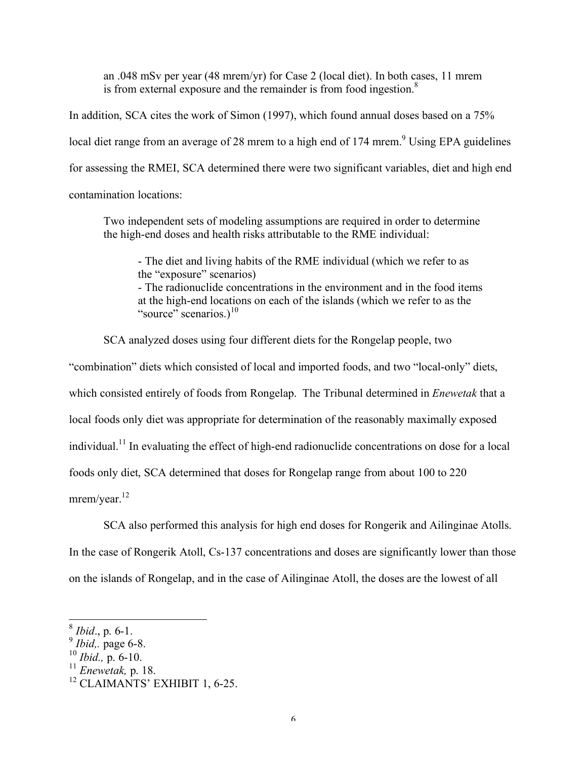an .048 mSv per year (48 mrem/yr) for Case 2 (local diet). In both cases, 11 mrem is from external exposure and the remainder is from food ingestion.[8]

In addition, SCA cites the work of Simon (1997), which found annual doses based on a 75% local diet range from an average of 28 mrem to a high end of 174 mrem.[9] Using EPA guidelines for assessing the RMEI, SCA determined there were two significant variables, diet and high end contamination locations:

> Two independent sets of modeling assumptions are required in order to determine the high-end doses and health risks attributable to the RME individual:
>
> > - The diet and living habits of the RME individual (which we refer to as the "exposure" scenarios)
> > - The radionuclide concentrations in the environment and in the food items at the high-end locations on each of the islands (which we refer to as the "source" scenarios.)[10]

SCA analyzed doses using four different diets for the Rongelap people, two "combination" diets which consisted of local and imported foods, and two "local-only" diets, which consisted entirely of foods from Rongelap. The Tribunal determined in *Enewetak* that a local foods only diet was appropriate for determination of the reasonably maximally exposed individual.[11] In evaluating the effect of high-end radionuclide concentrations on dose for a local foods only diet, SCA determined that doses for Rongelap range from about 100 to 220 mrem/year.[12]

SCA also performed this analysis for high end doses for Rongerik and Ailinginae Atolls. In the case of Rongerik Atoll, Cs-137 concentrations and doses are significantly lower than those on the islands of Rongelap, and in the case of Ailinginae Atoll, the doses are the lowest of all

---

[8] *Ibid*., p. 6-1.
[9] *Ibid,.* page 6-8.
[10] *Ibid.,* p. 6-10.
[11] *Enewetak,* p. 18.
[12] CLAIMANTS' EXHIBIT 1, 6-25.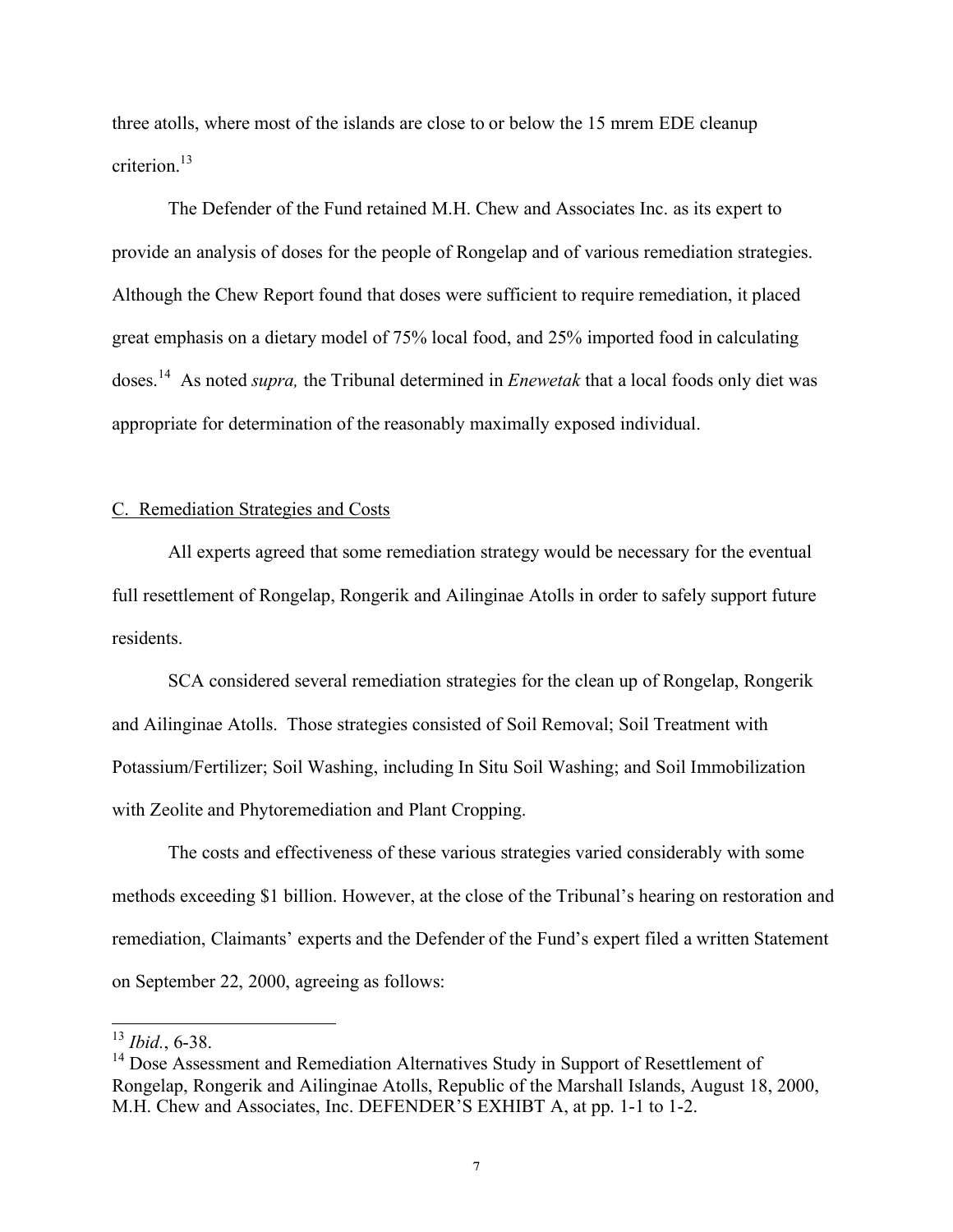three atolls, where most of the islands are close to or below the 15 mrem EDE cleanup criterion.[13]

The Defender of the Fund retained M.H. Chew and Associates Inc. as its expert to provide an analysis of doses for the people of Rongelap and of various remediation strategies. Although the Chew Report found that doses were sufficient to require remediation, it placed great emphasis on a dietary model of 75% local food, and 25% imported food in calculating doses.[14] As noted *supra,* the Tribunal determined in *Enewetak* that a local foods only diet was appropriate for determination of the reasonably maximally exposed individual.

## C. Remediation Strategies and Costs

All experts agreed that some remediation strategy would be necessary for the eventual full resettlement of Rongelap, Rongerik and Ailinginae Atolls in order to safely support future residents.

SCA considered several remediation strategies for the clean up of Rongelap, Rongerik and Ailinginae Atolls. Those strategies consisted of Soil Removal; Soil Treatment with Potassium/Fertilizer; Soil Washing, including In Situ Soil Washing; and Soil Immobilization with Zeolite and Phytoremediation and Plant Cropping.

The costs and effectiveness of these various strategies varied considerably with some methods exceeding $1 billion. However, at the close of the Tribunal's hearing on restoration and remediation, Claimants' experts and the Defender of the Fund's expert filed a written Statement on September 22, 2000, agreeing as follows:

---

[13] *Ibid.*, 6-38.

[14] Dose Assessment and Remediation Alternatives Study in Support of Resettlement of Rongelap, Rongerik and Ailinginae Atolls, Republic of the Marshall Islands, August 18, 2000, M.H. Chew and Associates, Inc. DEFENDER'S EXHIBT A, at pp. 1-1 to 1-2.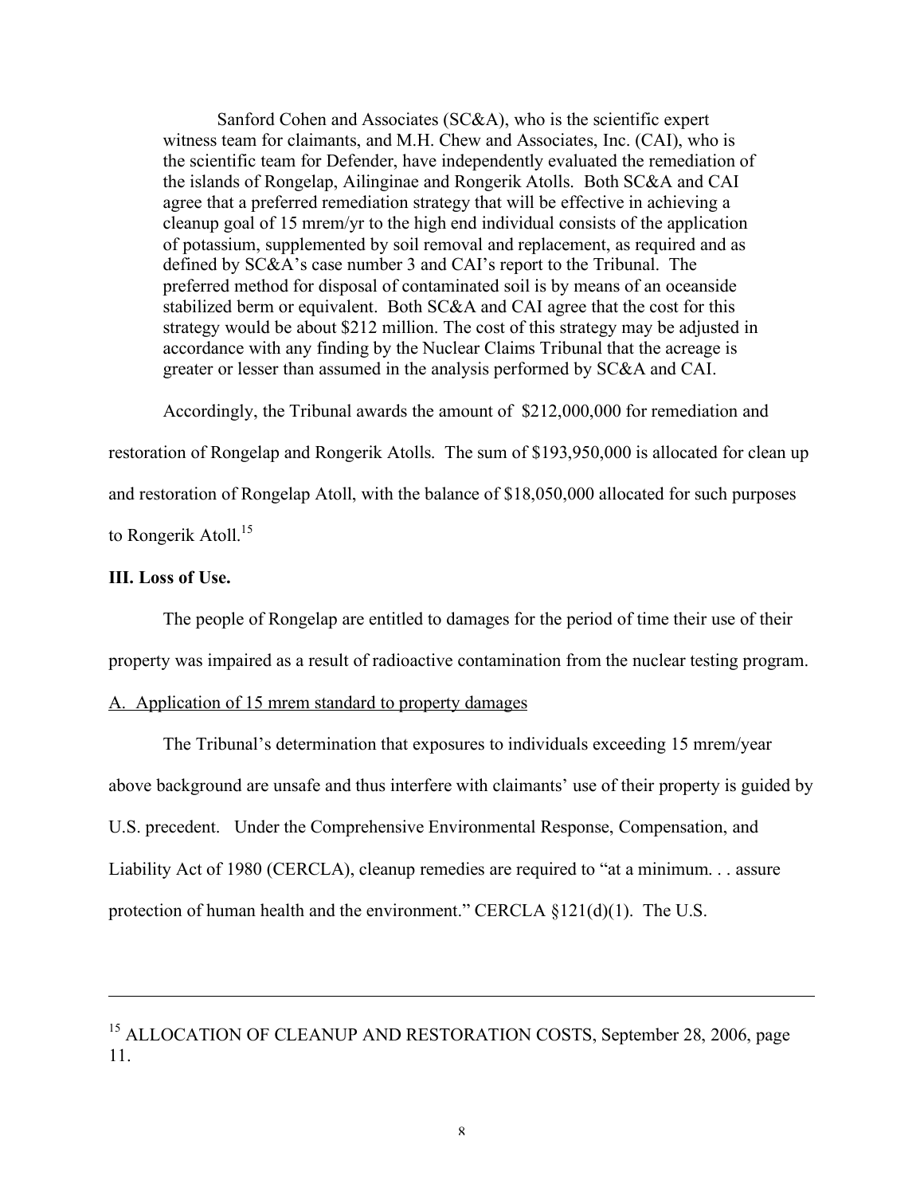> Sanford Cohen and Associates (SC&A), who is the scientific expert witness team for claimants, and M.H. Chew and Associates, Inc. (CAI), who is the scientific team for Defender, have independently evaluated the remediation of the islands of Rongelap, Ailinginae and Rongerik Atolls. Both SC&A and CAI agree that a preferred remediation strategy that will be effective in achieving a cleanup goal of 15 mrem/yr to the high end individual consists of the application of potassium, supplemented by soil removal and replacement, as required and as defined by SC&A's case number 3 and CAI's report to the Tribunal. The preferred method for disposal of contaminated soil is by means of an oceanside stabilized berm or equivalent. Both SC&A and CAI agree that the cost for this strategy would be about $212 million. The cost of this strategy may be adjusted in accordance with any finding by the Nuclear Claims Tribunal that the acreage is greater or lesser than assumed in the analysis performed by SC&A and CAI.

Accordingly, the Tribunal awards the amount of $212,000,000 for remediation and restoration of Rongelap and Rongerik Atolls. The sum of $193,950,000 is allocated for clean up and restoration of Rongelap Atoll, with the balance of $18,050,000 allocated for such purposes to Rongerik Atoll.[15]

**III. Loss of Use.**

The people of Rongelap are entitled to damages for the period of time their use of their property was impaired as a result of radioactive contamination from the nuclear testing program.

A. Application of 15 mrem standard to property damages

The Tribunal's determination that exposures to individuals exceeding 15 mrem/year above background are unsafe and thus interfere with claimants' use of their property is guided by U.S. precedent. Under the Comprehensive Environmental Response, Compensation, and Liability Act of 1980 (CERCLA), cleanup remedies are required to "at a minimum. . . assure protection of human health and the environment." CERCLA §121(d)(1). The U.S.

---

[15] ALLOCATION OF CLEANUP AND RESTORATION COSTS, September 28, 2006, page 11.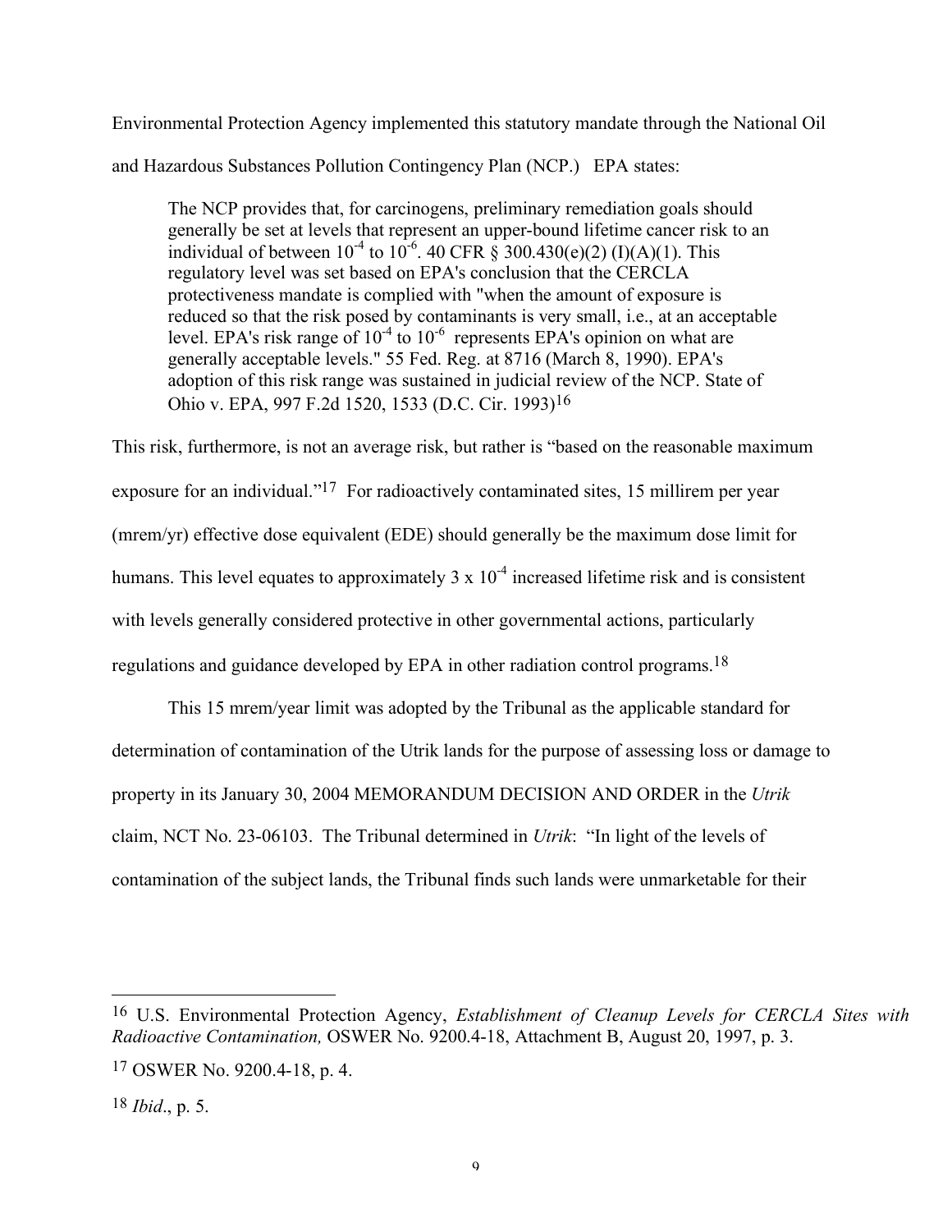Environmental Protection Agency implemented this statutory mandate through the National Oil and Hazardous Substances Pollution Contingency Plan (NCP.) EPA states:

> The NCP provides that, for carcinogens, preliminary remediation goals should generally be set at levels that represent an upper-bound lifetime cancer risk to an individual of between $10^{-4}$ to $10^{-6}$. 40 CFR § 300.430(e)(2) (I)(A)(1). This regulatory level was set based on EPA's conclusion that the CERCLA protectiveness mandate is complied with "when the amount of exposure is reduced so that the risk posed by contaminants is very small, i.e., at an acceptable level. EPA's risk range of $10^{-4}$ to $10^{-6}$ represents EPA's opinion on what are generally acceptable levels." 55 Fed. Reg. at 8716 (March 8, 1990). EPA's adoption of this risk range was sustained in judicial review of the NCP. State of Ohio v. EPA, 997 F.2d 1520, 1533 (D.C. Cir. 1993)[16]

This risk, furthermore, is not an average risk, but rather is "based on the reasonable maximum exposure for an individual."[17] For radioactively contaminated sites, 15 millirem per year (mrem/yr) effective dose equivalent (EDE) should generally be the maximum dose limit for humans. This level equates to approximately $3 \times 10^{-4}$ increased lifetime risk and is consistent with levels generally considered protective in other governmental actions, particularly regulations and guidance developed by EPA in other radiation control programs.[18]

This 15 mrem/year limit was adopted by the Tribunal as the applicable standard for determination of contamination of the Utrik lands for the purpose of assessing loss or damage to property in its January 30, 2004 MEMORANDUM DECISION AND ORDER in the *Utrik* claim, NCT No. 23-06103. The Tribunal determined in *Utrik*: "In light of the levels of contamination of the subject lands, the Tribunal finds such lands were unmarketable for their

---

[16] U.S. Environmental Protection Agency, *Establishment of Cleanup Levels for CERCLA Sites with Radioactive Contamination,* OSWER No. 9200.4-18, Attachment B, August 20, 1997, p. 3.

[17] OSWER No. 9200.4-18, p. 4.

[18] *Ibid*., p. 5.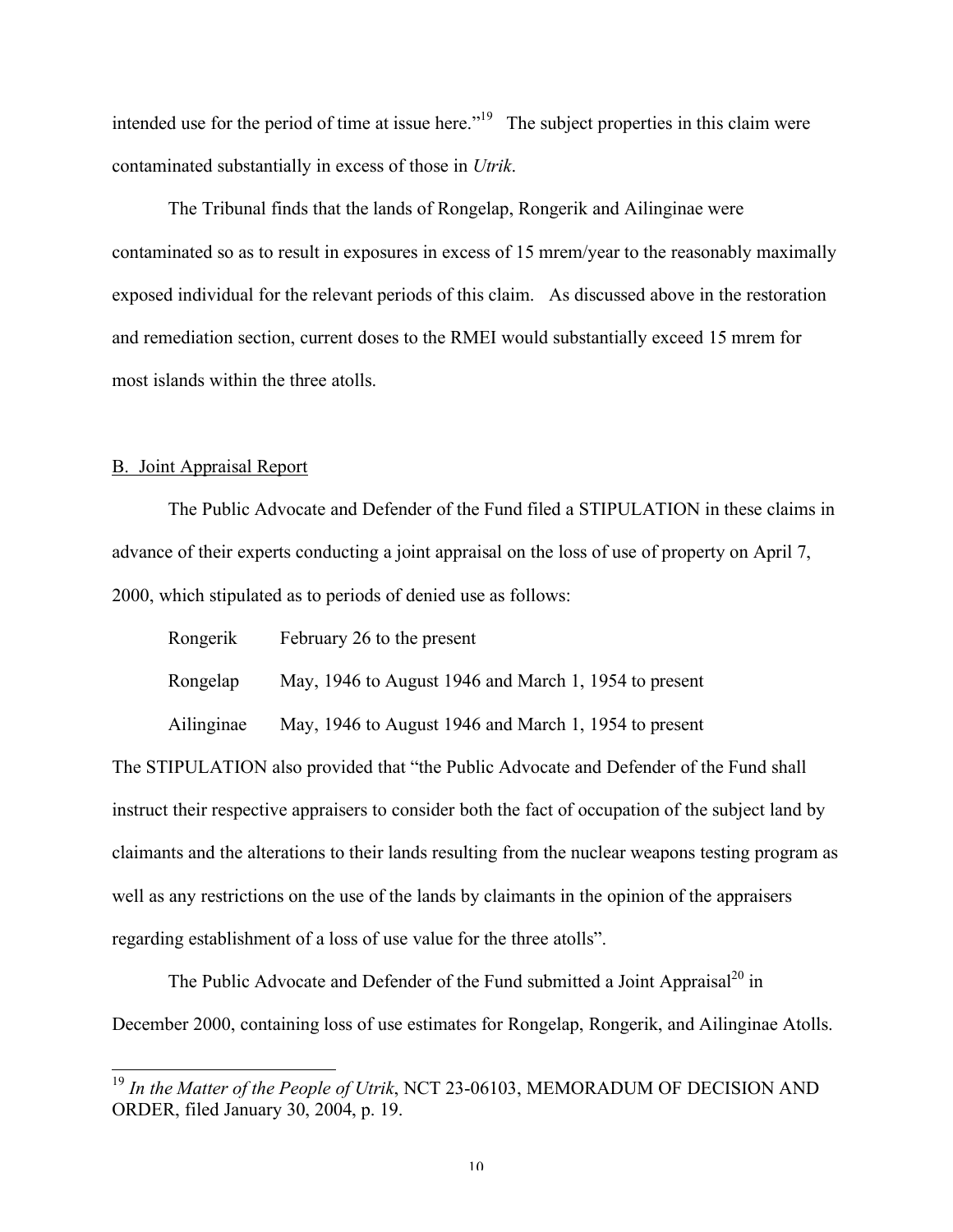intended use for the period of time at issue here."[19] The subject properties in this claim were contaminated substantially in excess of those in *Utrik*.

The Tribunal finds that the lands of Rongelap, Rongerik and Ailinginae were contaminated so as to result in exposures in excess of 15 mrem/year to the reasonably maximally exposed individual for the relevant periods of this claim. As discussed above in the restoration and remediation section, current doses to the RMEI would substantially exceed 15 mrem for most islands within the three atolls.

B. Joint Appraisal Report

The Public Advocate and Defender of the Fund filed a STIPULATION in these claims in advance of their experts conducting a joint appraisal on the loss of use of property on April 7, 2000, which stipulated as to periods of denied use as follows:

| | |
|---|---|
| Rongerik | February 26 to the present |
| Rongelap | May, 1946 to August 1946 and March 1, 1954 to present |
| Ailinginae | May, 1946 to August 1946 and March 1, 1954 to present |

The STIPULATION also provided that "the Public Advocate and Defender of the Fund shall instruct their respective appraisers to consider both the fact of occupation of the subject land by claimants and the alterations to their lands resulting from the nuclear weapons testing program as well as any restrictions on the use of the lands by claimants in the opinion of the appraisers regarding establishment of a loss of use value for the three atolls".

The Public Advocate and Defender of the Fund submitted a Joint Appraisal[20] in December 2000, containing loss of use estimates for Rongelap, Rongerik, and Ailinginae Atolls.

---

[19] *In the Matter of the People of Utrik*, NCT 23-06103, MEMORADUM OF DECISION AND ORDER, filed January 30, 2004, p. 19.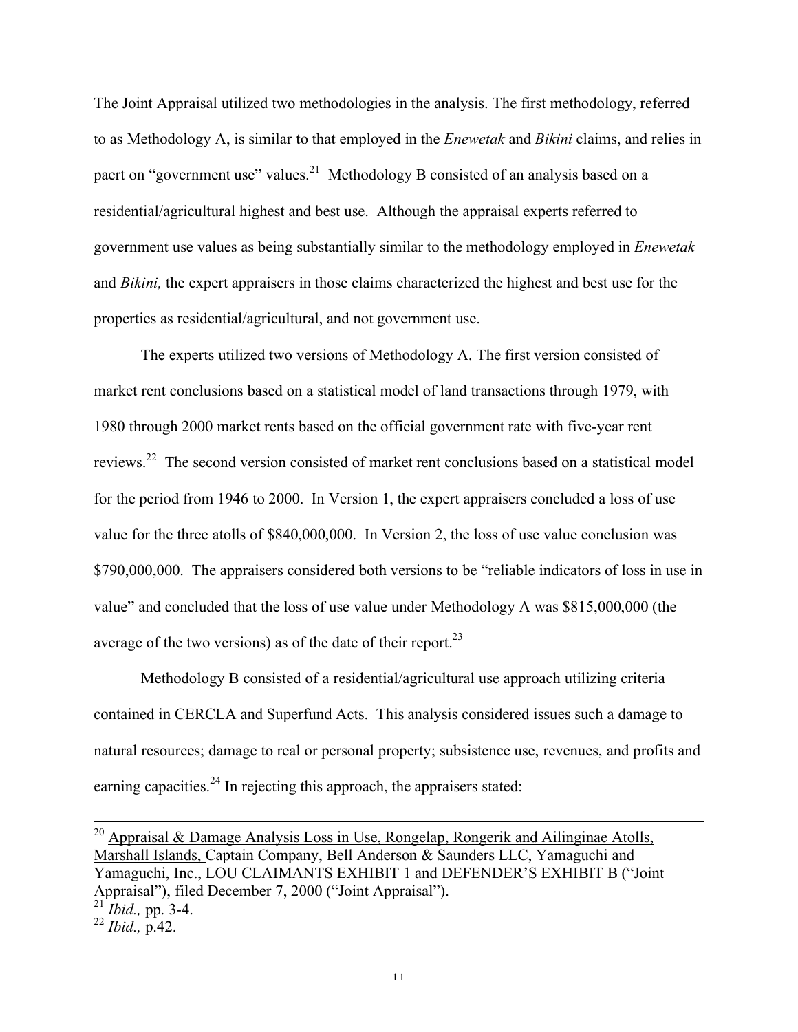The Joint Appraisal utilized two methodologies in the analysis. The first methodology, referred to as Methodology A, is similar to that employed in the *Enewetak* and *Bikini* claims, and relies in paert on "government use" values.[21] Methodology B consisted of an analysis based on a residential/agricultural highest and best use. Although the appraisal experts referred to government use values as being substantially similar to the methodology employed in *Enewetak* and *Bikini,* the expert appraisers in those claims characterized the highest and best use for the properties as residential/agricultural, and not government use.

The experts utilized two versions of Methodology A. The first version consisted of market rent conclusions based on a statistical model of land transactions through 1979, with 1980 through 2000 market rents based on the official government rate with five-year rent reviews.[22] The second version consisted of market rent conclusions based on a statistical model for the period from 1946 to 2000. In Version 1, the expert appraisers concluded a loss of use value for the three atolls of $840,000,000. In Version 2, the loss of use value conclusion was $790,000,000. The appraisers considered both versions to be "reliable indicators of loss in use in value" and concluded that the loss of use value under Methodology A was $815,000,000 (the average of the two versions) as of the date of their report.[23]

Methodology B consisted of a residential/agricultural use approach utilizing criteria contained in CERCLA and Superfund Acts. This analysis considered issues such a damage to natural resources; damage to real or personal property; subsistence use, revenues, and profits and earning capacities.[24] In rejecting this approach, the appraisers stated:

---

[20] Appraisal & Damage Analysis Loss in Use, Rongelap, Rongerik and Ailinginae Atolls, Marshall Islands, Captain Company, Bell Anderson & Saunders LLC, Yamaguchi and Yamaguchi, Inc., LOU CLAIMANTS EXHIBIT 1 and DEFENDER'S EXHIBIT B ("Joint Appraisal"), filed December 7, 2000 ("Joint Appraisal").

[21] *Ibid.,* pp. 3-4.

[22] *Ibid.,* p.42.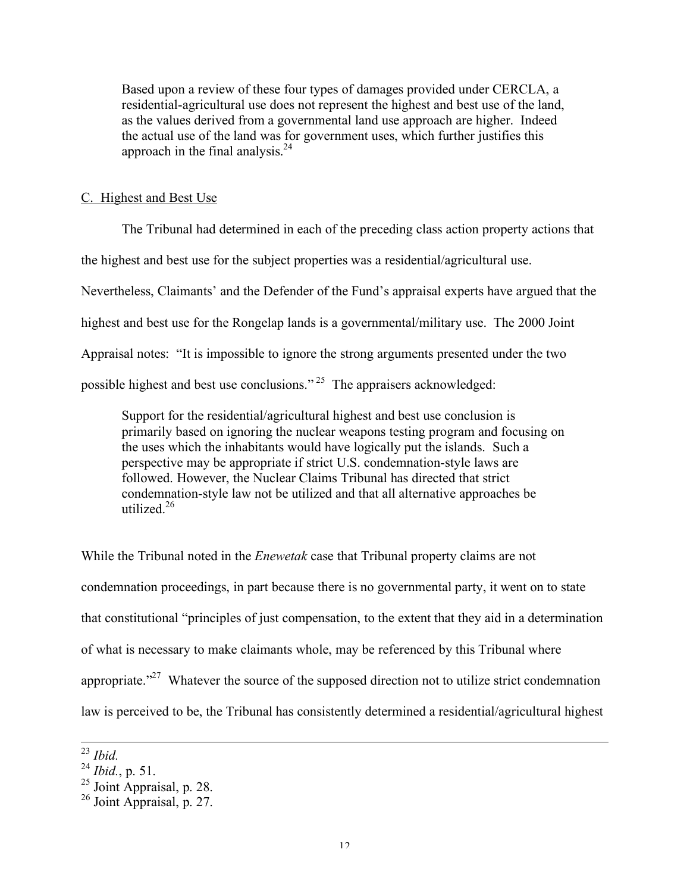> Based upon a review of these four types of damages provided under CERCLA, a residential-agricultural use does not represent the highest and best use of the land, as the values derived from a governmental land use approach are higher. Indeed the actual use of the land was for government uses, which further justifies this approach in the final analysis.[24]

C. Highest and Best Use

The Tribunal had determined in each of the preceding class action property actions that the highest and best use for the subject properties was a residential/agricultural use. Nevertheless, Claimants' and the Defender of the Fund's appraisal experts have argued that the highest and best use for the Rongelap lands is a governmental/military use. The 2000 Joint Appraisal notes: "It is impossible to ignore the strong arguments presented under the two possible highest and best use conclusions."[25] The appraisers acknowledged:

> Support for the residential/agricultural highest and best use conclusion is primarily based on ignoring the nuclear weapons testing program and focusing on the uses which the inhabitants would have logically put the islands. Such a perspective may be appropriate if strict U.S. condemnation-style laws are followed. However, the Nuclear Claims Tribunal has directed that strict condemnation-style law not be utilized and that all alternative approaches be utilized.[26]

While the Tribunal noted in the *Enewetak* case that Tribunal property claims are not condemnation proceedings, in part because there is no governmental party, it went on to state that constitutional "principles of just compensation, to the extent that they aid in a determination of what is necessary to make claimants whole, may be referenced by this Tribunal where appropriate."[27] Whatever the source of the supposed direction not to utilize strict condemnation law is perceived to be, the Tribunal has consistently determined a residential/agricultural highest

---

[23] *Ibid.*
[24] *Ibid.*, p. 51.
[25] Joint Appraisal, p. 28.
[26] Joint Appraisal, p. 27.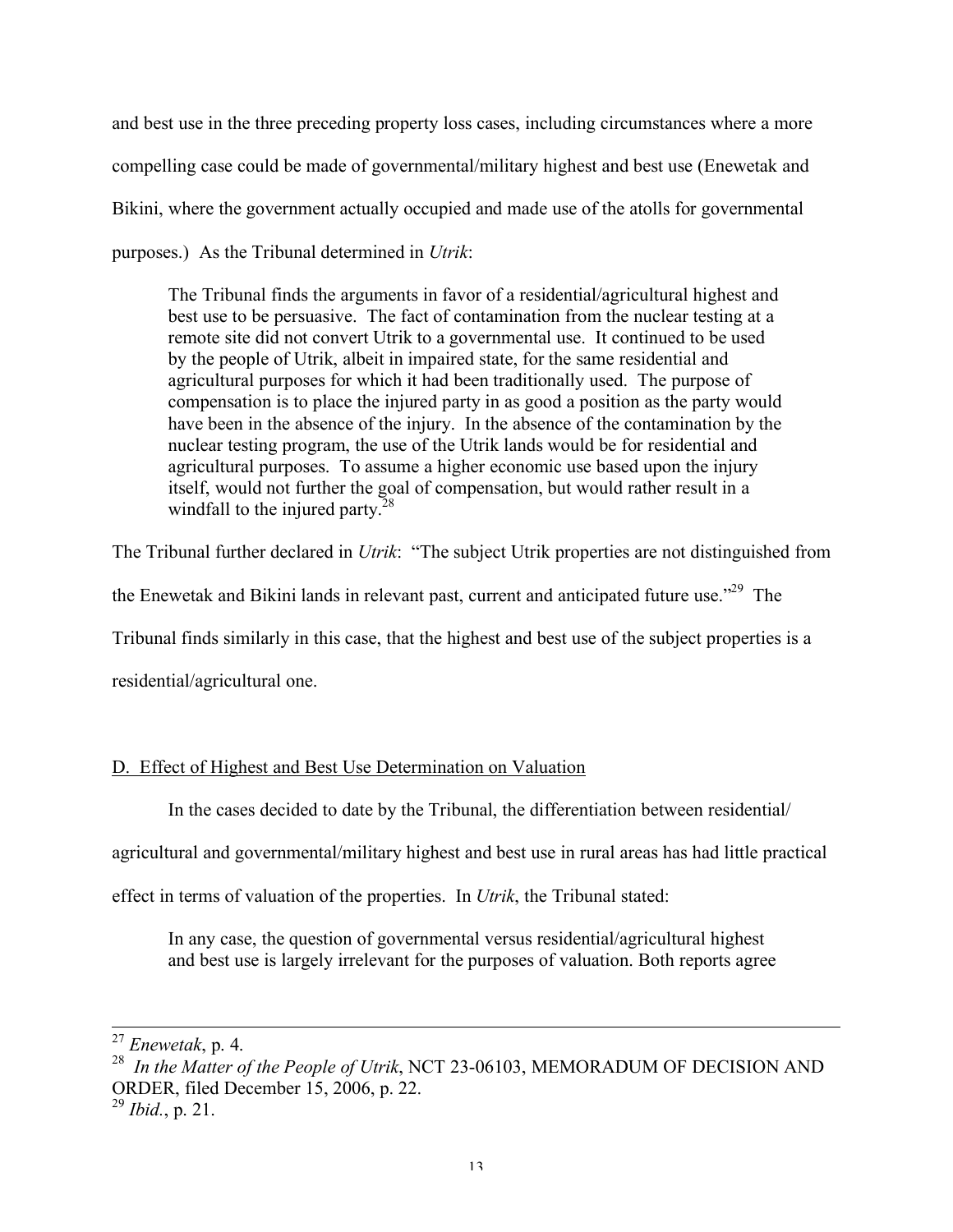and best use in the three preceding property loss cases, including circumstances where a more compelling case could be made of governmental/military highest and best use (Enewetak and Bikini, where the government actually occupied and made use of the atolls for governmental purposes.) As the Tribunal determined in *Utrik*:

> The Tribunal finds the arguments in favor of a residential/agricultural highest and best use to be persuasive. The fact of contamination from the nuclear testing at a remote site did not convert Utrik to a governmental use. It continued to be used by the people of Utrik, albeit in impaired state, for the same residential and agricultural purposes for which it had been traditionally used. The purpose of compensation is to place the injured party in as good a position as the party would have been in the absence of the injury. In the absence of the contamination by the nuclear testing program, the use of the Utrik lands would be for residential and agricultural purposes. To assume a higher economic use based upon the injury itself, would not further the goal of compensation, but would rather result in a windfall to the injured party.[28]

The Tribunal further declared in *Utrik*: "The subject Utrik properties are not distinguished from the Enewetak and Bikini lands in relevant past, current and anticipated future use."[29] The Tribunal finds similarly in this case, that the highest and best use of the subject properties is a residential/agricultural one.

## D. Effect of Highest and Best Use Determination on Valuation

In the cases decided to date by the Tribunal, the differentiation between residential/ agricultural and governmental/military highest and best use in rural areas has had little practical effect in terms of valuation of the properties. In *Utrik*, the Tribunal stated:

> In any case, the question of governmental versus residential/agricultural highest and best use is largely irrelevant for the purposes of valuation. Both reports agree

---

[27] *Enewetak*, p. 4.

[28] *In the Matter of the People of Utrik*, NCT 23-06103, MEMORADUM OF DECISION AND ORDER, filed December 15, 2006, p. 22.

[29] *Ibid.*, p. 21.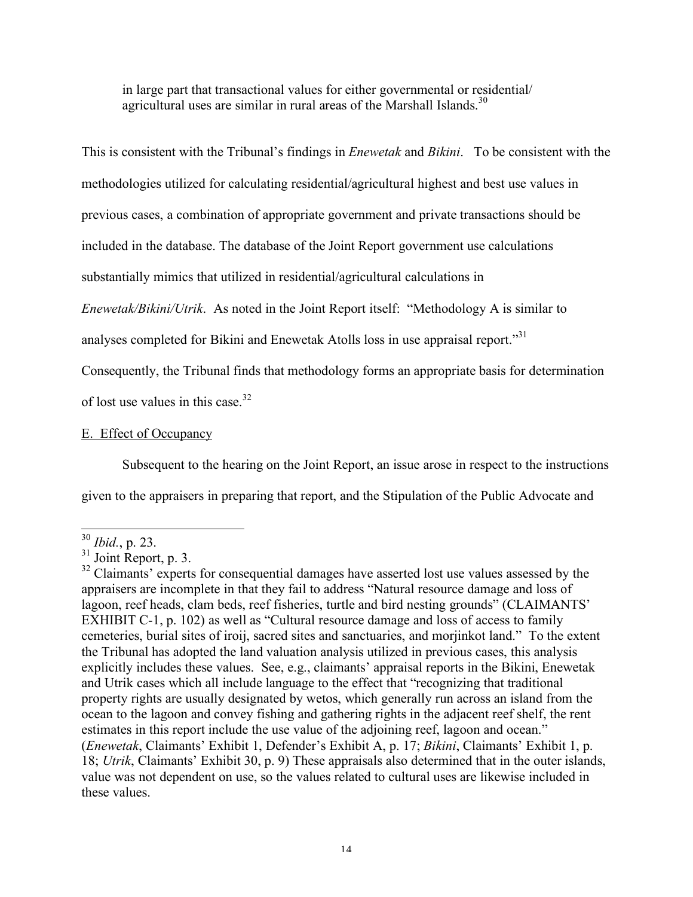in large part that transactional values for either governmental or residential/ agricultural uses are similar in rural areas of the Marshall Islands.[30]

This is consistent with the Tribunal's findings in *Enewetak* and *Bikini*. To be consistent with the methodologies utilized for calculating residential/agricultural highest and best use values in previous cases, a combination of appropriate government and private transactions should be included in the database. The database of the Joint Report government use calculations substantially mimics that utilized in residential/agricultural calculations in *Enewetak/Bikini/Utrik*. As noted in the Joint Report itself: "Methodology A is similar to analyses completed for Bikini and Enewetak Atolls loss in use appraisal report."[31] Consequently, the Tribunal finds that methodology forms an appropriate basis for determination of lost use values in this case.[32]

E. Effect of Occupancy

Subsequent to the hearing on the Joint Report, an issue arose in respect to the instructions given to the appraisers in preparing that report, and the Stipulation of the Public Advocate and

---

[30] *Ibid.*, p. 23.

[31] Joint Report, p. 3.

[32] Claimants' experts for consequential damages have asserted lost use values assessed by the appraisers are incomplete in that they fail to address "Natural resource damage and loss of lagoon, reef heads, clam beds, reef fisheries, turtle and bird nesting grounds" (CLAIMANTS' EXHIBIT C-1, p. 102) as well as "Cultural resource damage and loss of access to family cemeteries, burial sites of iroij, sacred sites and sanctuaries, and morjinkot land." To the extent the Tribunal has adopted the land valuation analysis utilized in previous cases, this analysis explicitly includes these values. See, e.g., claimants' appraisal reports in the Bikini, Enewetak and Utrik cases which all include language to the effect that "recognizing that traditional property rights are usually designated by wetos, which generally run across an island from the ocean to the lagoon and convey fishing and gathering rights in the adjacent reef shelf, the rent estimates in this report include the use value of the adjoining reef, lagoon and ocean." (*Enewetak*, Claimants' Exhibit 1, Defender's Exhibit A, p. 17; *Bikini*, Claimants' Exhibit 1, p. 18; *Utrik*, Claimants' Exhibit 30, p. 9) These appraisals also determined that in the outer islands, value was not dependent on use, so the values related to cultural uses are likewise included in these values.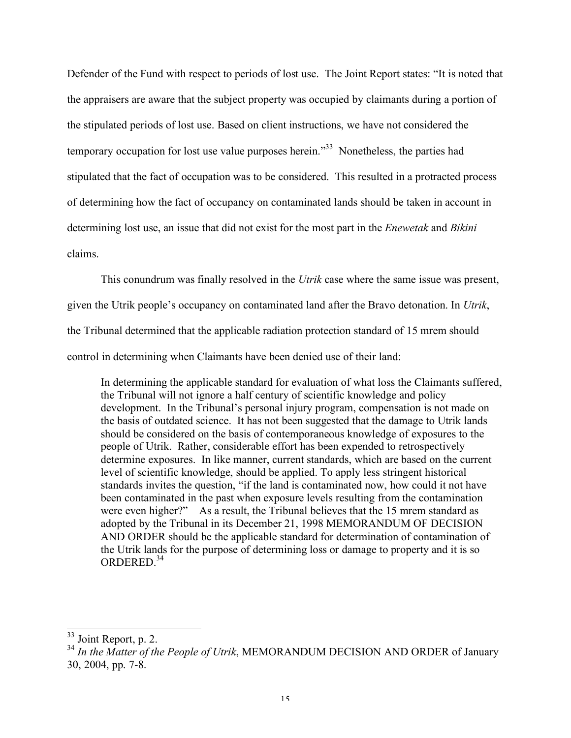Defender of the Fund with respect to periods of lost use. The Joint Report states: "It is noted that the appraisers are aware that the subject property was occupied by claimants during a portion of the stipulated periods of lost use. Based on client instructions, we have not considered the temporary occupation for lost use value purposes herein."[33] Nonetheless, the parties had stipulated that the fact of occupation was to be considered. This resulted in a protracted process of determining how the fact of occupancy on contaminated lands should be taken in account in determining lost use, an issue that did not exist for the most part in the *Enewetak* and *Bikini* claims.

This conundrum was finally resolved in the *Utrik* case where the same issue was present, given the Utrik people's occupancy on contaminated land after the Bravo detonation. In *Utrik*, the Tribunal determined that the applicable radiation protection standard of 15 mrem should control in determining when Claimants have been denied use of their land:

> In determining the applicable standard for evaluation of what loss the Claimants suffered, the Tribunal will not ignore a half century of scientific knowledge and policy development. In the Tribunal's personal injury program, compensation is not made on the basis of outdated science. It has not been suggested that the damage to Utrik lands should be considered on the basis of contemporaneous knowledge of exposures to the people of Utrik. Rather, considerable effort has been expended to retrospectively determine exposures. In like manner, current standards, which are based on the current level of scientific knowledge, should be applied. To apply less stringent historical standards invites the question, "if the land is contaminated now, how could it not have been contaminated in the past when exposure levels resulting from the contamination were even higher?" As a result, the Tribunal believes that the 15 mrem standard as adopted by the Tribunal in its December 21, 1998 MEMORANDUM OF DECISION AND ORDER should be the applicable standard for determination of contamination of the Utrik lands for the purpose of determining loss or damage to property and it is so ORDERED.[34]

---

[33] Joint Report, p. 2.

[34] *In the Matter of the People of Utrik*, MEMORANDUM DECISION AND ORDER of January 30, 2004, pp. 7-8.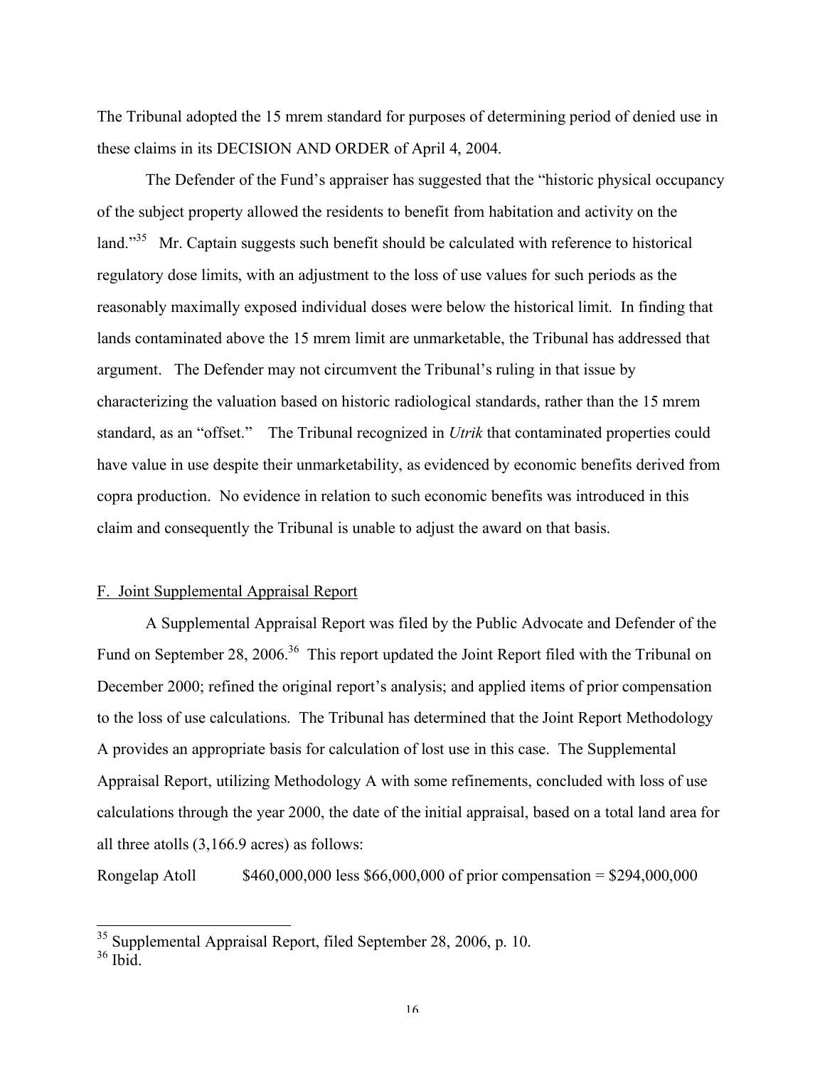The Tribunal adopted the 15 mrem standard for purposes of determining period of denied use in these claims in its DECISION AND ORDER of April 4, 2004.

The Defender of the Fund's appraiser has suggested that the "historic physical occupancy of the subject property allowed the residents to benefit from habitation and activity on the land."[35] Mr. Captain suggests such benefit should be calculated with reference to historical regulatory dose limits, with an adjustment to the loss of use values for such periods as the reasonably maximally exposed individual doses were below the historical limit. In finding that lands contaminated above the 15 mrem limit are unmarketable, the Tribunal has addressed that argument. The Defender may not circumvent the Tribunal's ruling in that issue by characterizing the valuation based on historic radiological standards, rather than the 15 mrem standard, as an "offset." The Tribunal recognized in *Utrik* that contaminated properties could have value in use despite their unmarketability, as evidenced by economic benefits derived from copra production. No evidence in relation to such economic benefits was introduced in this claim and consequently the Tribunal is unable to adjust the award on that basis.

F. Joint Supplemental Appraisal Report

A Supplemental Appraisal Report was filed by the Public Advocate and Defender of the Fund on September 28, 2006.[36] This report updated the Joint Report filed with the Tribunal on December 2000; refined the original report's analysis; and applied items of prior compensation to the loss of use calculations. The Tribunal has determined that the Joint Report Methodology A provides an appropriate basis for calculation of lost use in this case. The Supplemental Appraisal Report, utilizing Methodology A with some refinements, concluded with loss of use calculations through the year 2000, the date of the initial appraisal, based on a total land area for all three atolls (3,166.9 acres) as follows:

Rongelap Atoll $460,000,000 less $66,000,000 of prior compensation = $294,000,000

[35] Supplemental Appraisal Report, filed September 28, 2006, p. 10.
[36] Ibid.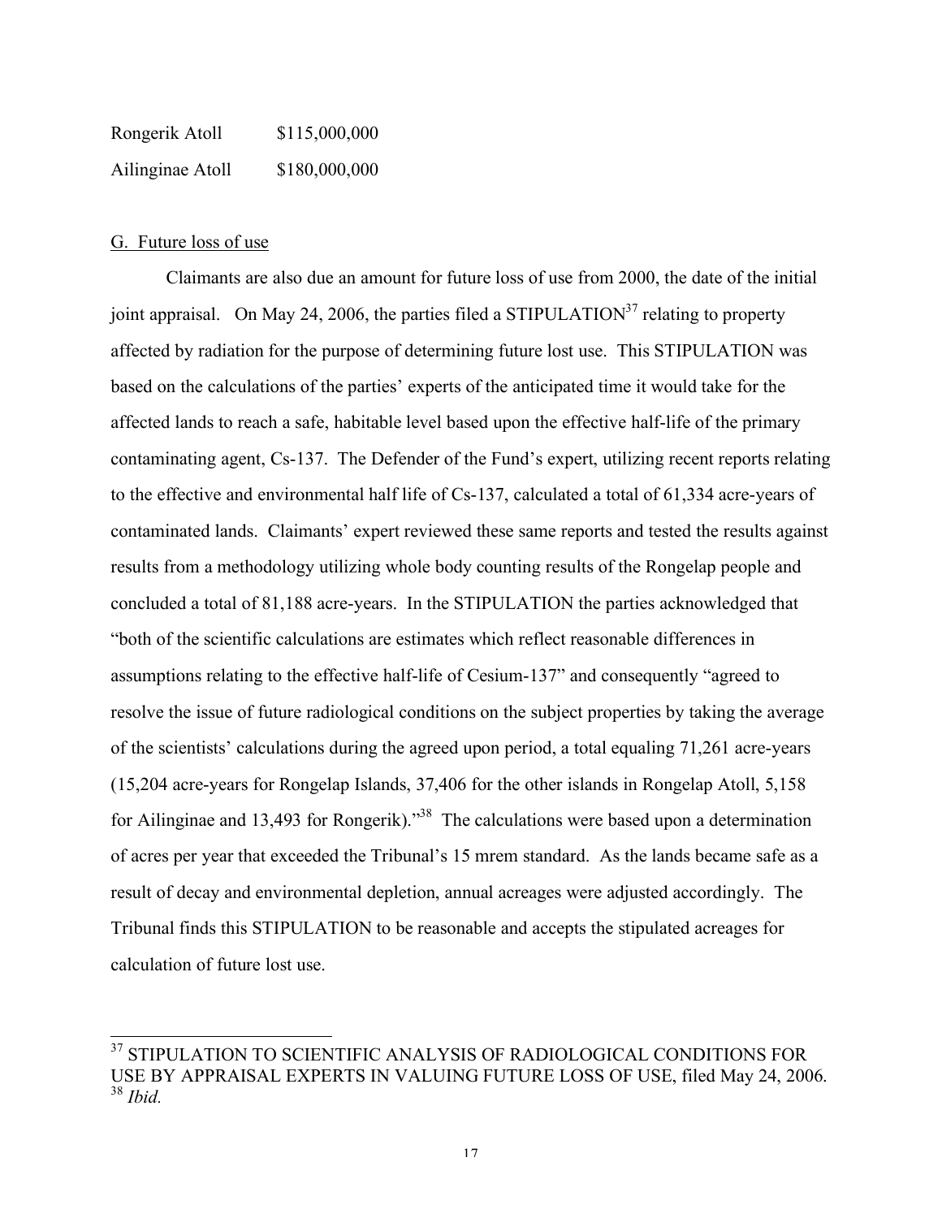| | |
|---|---|
| Rongerik Atoll | $115,000,000 |
| Ailinginae Atoll | $180,000,000 |

G. Future loss of use

Claimants are also due an amount for future loss of use from 2000, the date of the initial joint appraisal. On May 24, 2006, the parties filed a STIPULATION[37] relating to property affected by radiation for the purpose of determining future lost use. This STIPULATION was based on the calculations of the parties' experts of the anticipated time it would take for the affected lands to reach a safe, habitable level based upon the effective half-life of the primary contaminating agent, Cs-137. The Defender of the Fund's expert, utilizing recent reports relating to the effective and environmental half life of Cs-137, calculated a total of 61,334 acre-years of contaminated lands. Claimants' expert reviewed these same reports and tested the results against results from a methodology utilizing whole body counting results of the Rongelap people and concluded a total of 81,188 acre-years. In the STIPULATION the parties acknowledged that "both of the scientific calculations are estimates which reflect reasonable differences in assumptions relating to the effective half-life of Cesium-137" and consequently "agreed to resolve the issue of future radiological conditions on the subject properties by taking the average of the scientists' calculations during the agreed upon period, a total equaling 71,261 acre-years (15,204 acre-years for Rongelap Islands, 37,406 for the other islands in Rongelap Atoll, 5,158 for Ailinginae and 13,493 for Rongerik)."[38] The calculations were based upon a determination of acres per year that exceeded the Tribunal's 15 mrem standard. As the lands became safe as a result of decay and environmental depletion, annual acreages were adjusted accordingly. The Tribunal finds this STIPULATION to be reasonable and accepts the stipulated acreages for calculation of future lost use.

[37] STIPULATION TO SCIENTIFIC ANALYSIS OF RADIOLOGICAL CONDITIONS FOR USE BY APPRAISAL EXPERTS IN VALUING FUTURE LOSS OF USE, filed May 24, 2006.
[38] *Ibid.*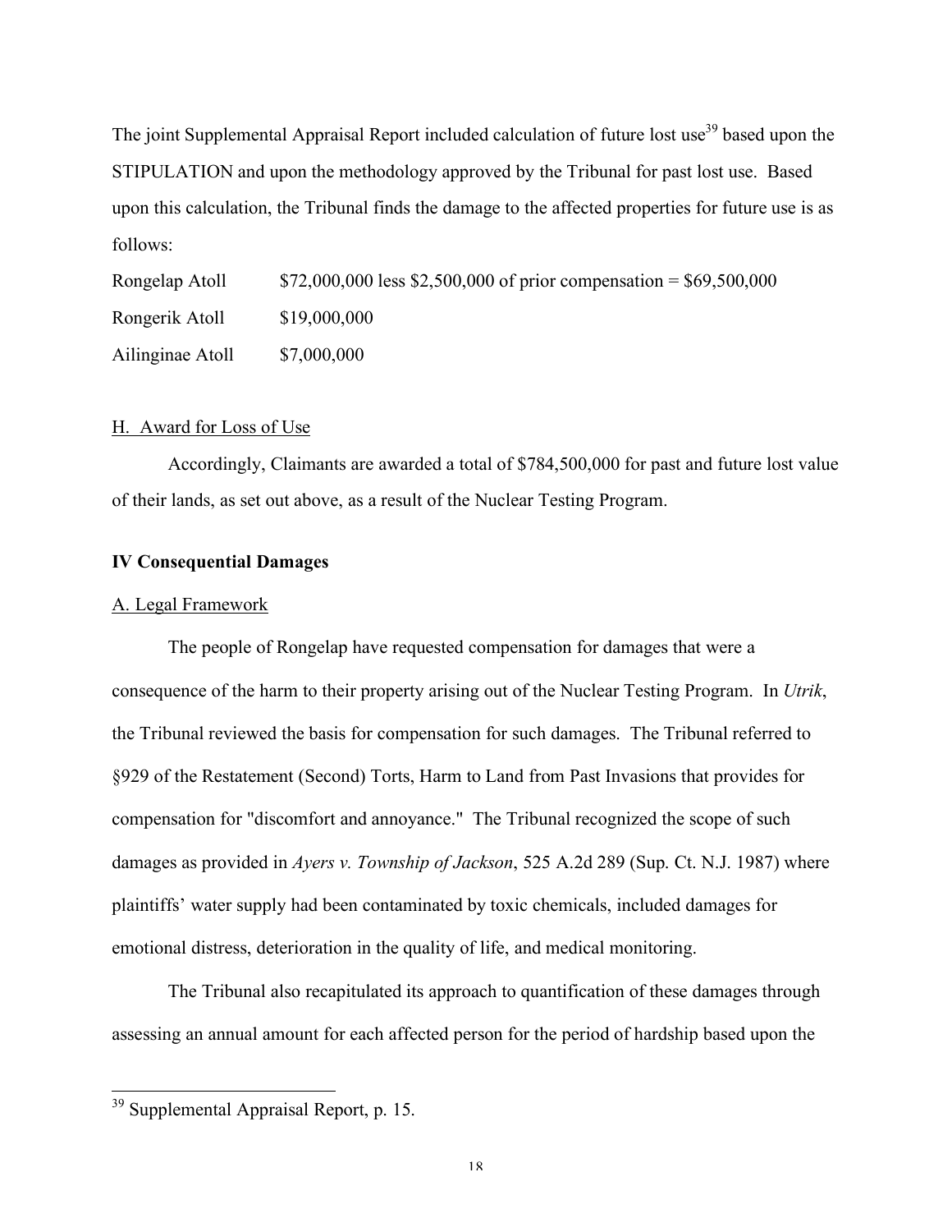The joint Supplemental Appraisal Report included calculation of future lost use[39] based upon the STIPULATION and upon the methodology approved by the Tribunal for past lost use. Based upon this calculation, the Tribunal finds the damage to the affected properties for future use is as follows:

| | |
|---|---|
| Rongelap Atoll | $72,000,000 less $2,500,000 of prior compensation = $69,500,000 |
| Rongerik Atoll | $19,000,000 |
| Ailinginae Atoll | $7,000,000 |

## H. Award for Loss of Use

Accordingly, Claimants are awarded a total of $784,500,000 for past and future lost value of their lands, as set out above, as a result of the Nuclear Testing Program.

## IV Consequential Damages

### A. Legal Framework

The people of Rongelap have requested compensation for damages that were a consequence of the harm to their property arising out of the Nuclear Testing Program. In *Utrik*, the Tribunal reviewed the basis for compensation for such damages. The Tribunal referred to §929 of the Restatement (Second) Torts, Harm to Land from Past Invasions that provides for compensation for "discomfort and annoyance." The Tribunal recognized the scope of such damages as provided in *Ayers v. Township of Jackson*, 525 A.2d 289 (Sup. Ct. N.J. 1987) where plaintiffs' water supply had been contaminated by toxic chemicals, included damages for emotional distress, deterioration in the quality of life, and medical monitoring.

The Tribunal also recapitulated its approach to quantification of these damages through assessing an annual amount for each affected person for the period of hardship based upon the

[39] Supplemental Appraisal Report, p. 15.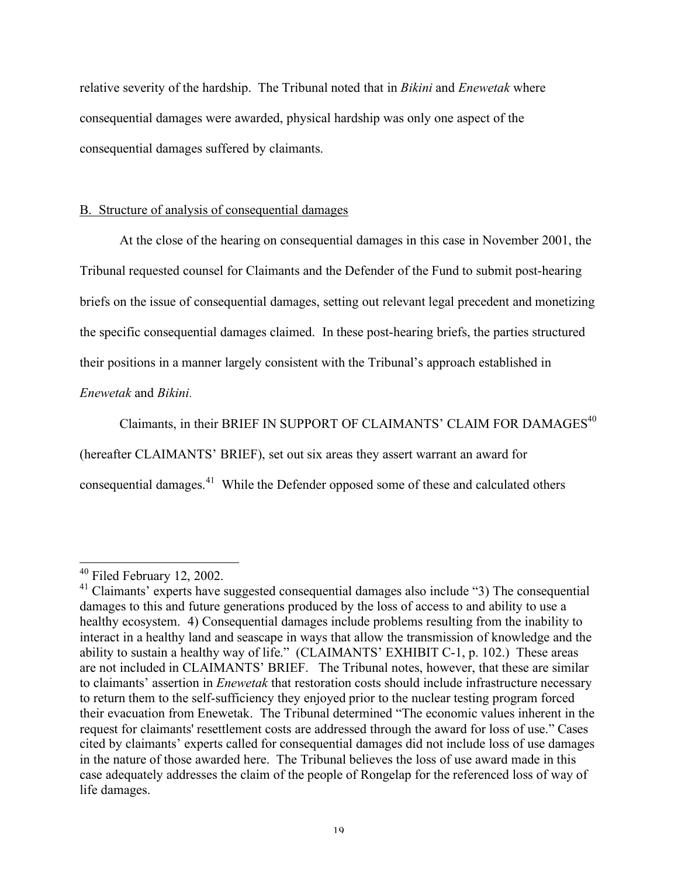relative severity of the hardship. The Tribunal noted that in *Bikini* and *Enewetak* where consequential damages were awarded, physical hardship was only one aspect of the consequential damages suffered by claimants.

## B. Structure of analysis of consequential damages

At the close of the hearing on consequential damages in this case in November 2001, the Tribunal requested counsel for Claimants and the Defender of the Fund to submit post-hearing briefs on the issue of consequential damages, setting out relevant legal precedent and monetizing the specific consequential damages claimed. In these post-hearing briefs, the parties structured their positions in a manner largely consistent with the Tribunal's approach established in *Enewetak* and *Bikini.*

Claimants, in their BRIEF IN SUPPORT OF CLAIMANTS' CLAIM FOR DAMAGES[40] (hereafter CLAIMANTS' BRIEF), set out six areas they assert warrant an award for consequential damages.[41] While the Defender opposed some of these and calculated others

---

[40] Filed February 12, 2002.

[41] Claimants' experts have suggested consequential damages also include "3) The consequential damages to this and future generations produced by the loss of access to and ability to use a healthy ecosystem. 4) Consequential damages include problems resulting from the inability to interact in a healthy land and seascape in ways that allow the transmission of knowledge and the ability to sustain a healthy way of life." (CLAIMANTS' EXHIBIT C-1, p. 102.) These areas are not included in CLAIMANTS' BRIEF. The Tribunal notes, however, that these are similar to claimants' assertion in *Enewetak* that restoration costs should include infrastructure necessary to return them to the self-sufficiency they enjoyed prior to the nuclear testing program forced their evacuation from Enewetak. The Tribunal determined "The economic values inherent in the request for claimants' resettlement costs are addressed through the award for loss of use." Cases cited by claimants' experts called for consequential damages did not include loss of use damages in the nature of those awarded here. The Tribunal believes the loss of use award made in this case adequately addresses the claim of the people of Rongelap for the referenced loss of way of life damages.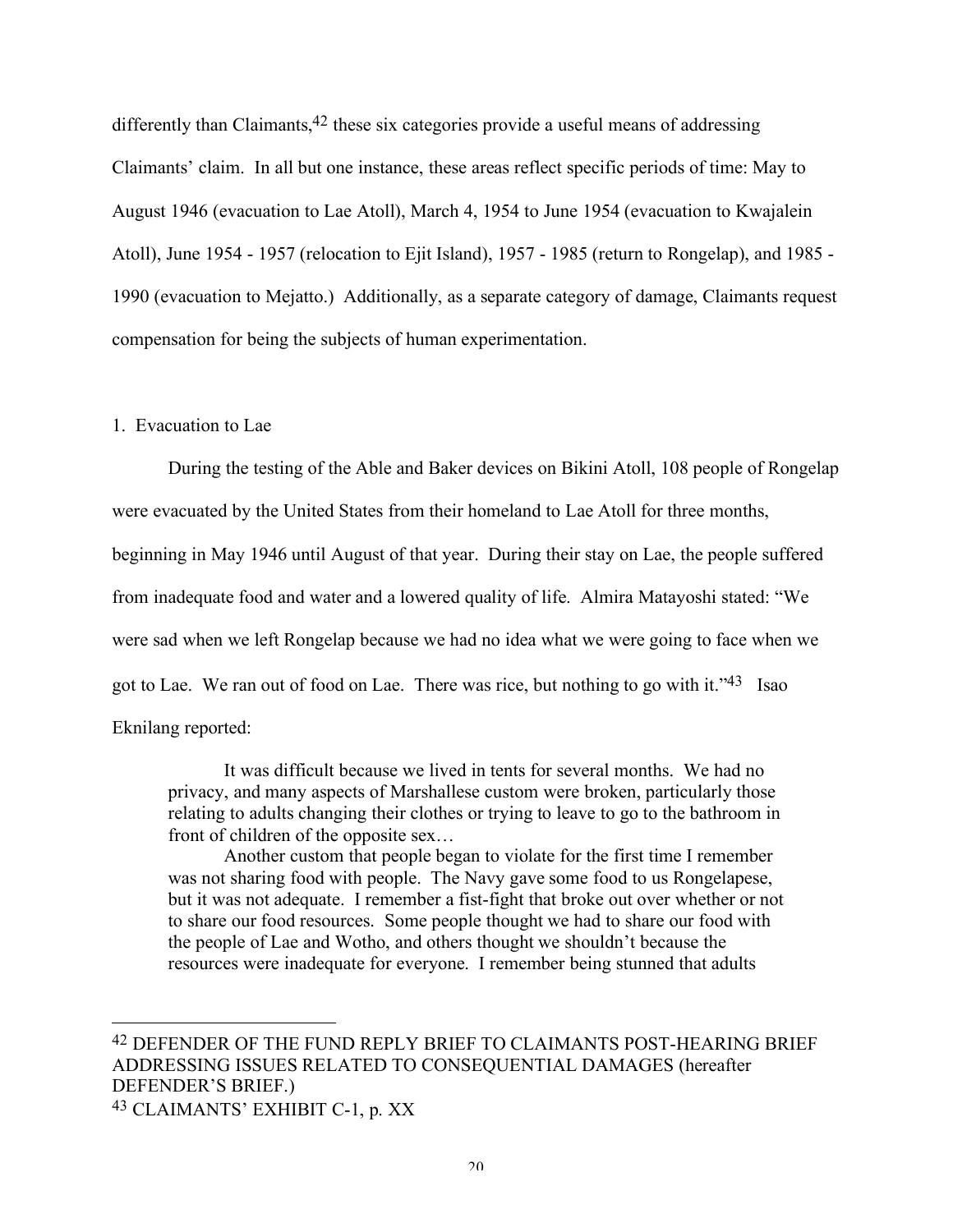differently than Claimants,[42] these six categories provide a useful means of addressing Claimants' claim. In all but one instance, these areas reflect specific periods of time: May to August 1946 (evacuation to Lae Atoll), March 4, 1954 to June 1954 (evacuation to Kwajalein Atoll), June 1954 - 1957 (relocation to Ejit Island), 1957 - 1985 (return to Rongelap), and 1985 - 1990 (evacuation to Mejatto.) Additionally, as a separate category of damage, Claimants request compensation for being the subjects of human experimentation.

1. Evacuation to Lae

During the testing of the Able and Baker devices on Bikini Atoll, 108 people of Rongelap were evacuated by the United States from their homeland to Lae Atoll for three months, beginning in May 1946 until August of that year. During their stay on Lae, the people suffered from inadequate food and water and a lowered quality of life. Almira Matayoshi stated: "We were sad when we left Rongelap because we had no idea what we were going to face when we got to Lae. We ran out of food on Lae. There was rice, but nothing to go with it."[43] Isao Eknilang reported:

> It was difficult because we lived in tents for several months. We had no privacy, and many aspects of Marshallese custom were broken, particularly those relating to adults changing their clothes or trying to leave to go to the bathroom in front of children of the opposite sex…
>
> Another custom that people began to violate for the first time I remember was not sharing food with people. The Navy gave some food to us Rongelapese, but it was not adequate. I remember a fist-fight that broke out over whether or not to share our food resources. Some people thought we had to share our food with the people of Lae and Wotho, and others thought we shouldn't because the resources were inadequate for everyone. I remember being stunned that adults

---

[42] DEFENDER OF THE FUND REPLY BRIEF TO CLAIMANTS POST-HEARING BRIEF ADDRESSING ISSUES RELATED TO CONSEQUENTIAL DAMAGES (hereafter DEFENDER'S BRIEF.)

[43] CLAIMANTS' EXHIBIT C-1, p. XX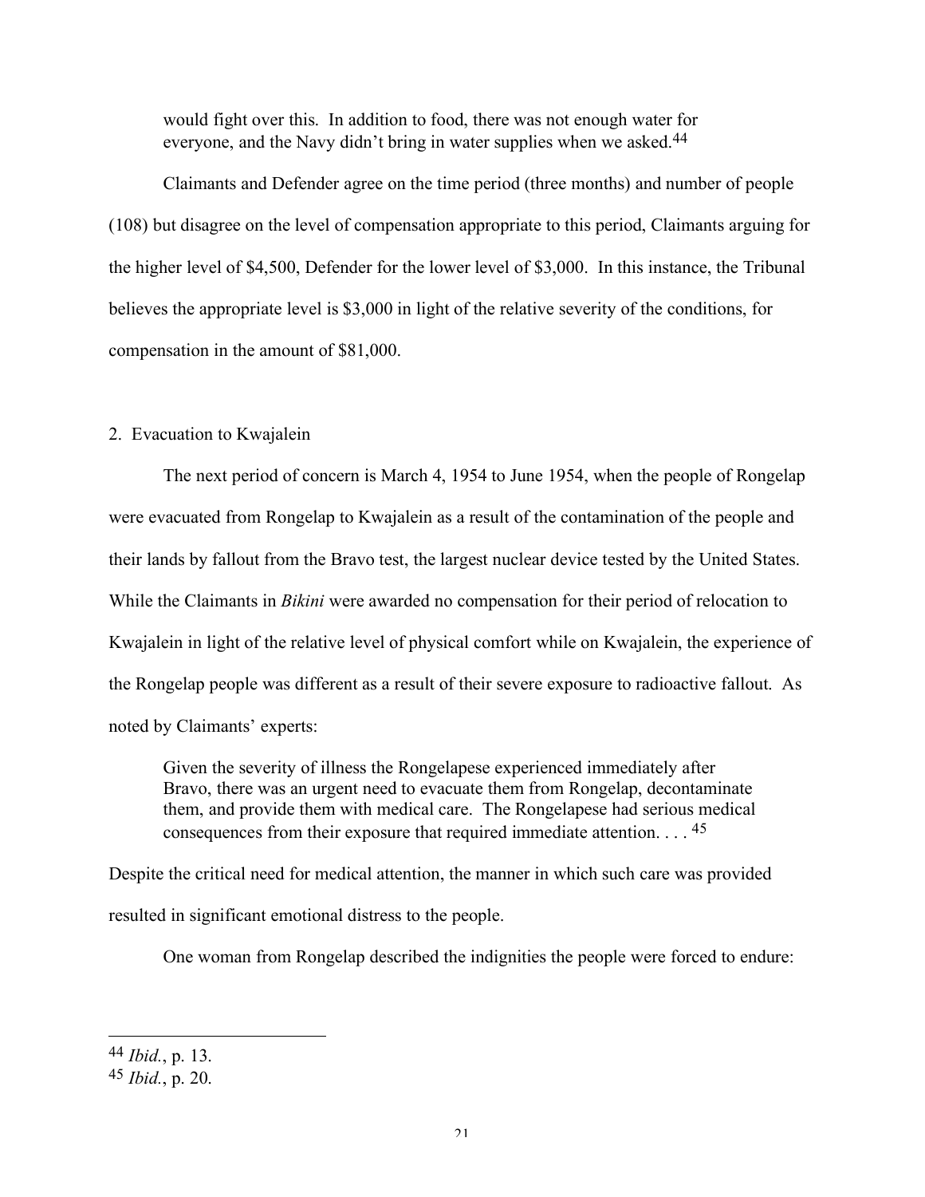> would fight over this. In addition to food, there was not enough water for everyone, and the Navy didn't bring in water supplies when we asked.[44]

Claimants and Defender agree on the time period (three months) and number of people (108) but disagree on the level of compensation appropriate to this period, Claimants arguing for the higher level of $4,500, Defender for the lower level of $3,000. In this instance, the Tribunal believes the appropriate level is $3,000 in light of the relative severity of the conditions, for compensation in the amount of $81,000.

2. Evacuation to Kwajalein

The next period of concern is March 4, 1954 to June 1954, when the people of Rongelap were evacuated from Rongelap to Kwajalein as a result of the contamination of the people and their lands by fallout from the Bravo test, the largest nuclear device tested by the United States. While the Claimants in *Bikini* were awarded no compensation for their period of relocation to Kwajalein in light of the relative level of physical comfort while on Kwajalein, the experience of the Rongelap people was different as a result of their severe exposure to radioactive fallout. As noted by Claimants' experts:

> Given the severity of illness the Rongelapese experienced immediately after Bravo, there was an urgent need to evacuate them from Rongelap, decontaminate them, and provide them with medical care. The Rongelapese had serious medical consequences from their exposure that required immediate attention. . . . [45]

Despite the critical need for medical attention, the manner in which such care was provided resulted in significant emotional distress to the people.

One woman from Rongelap described the indignities the people were forced to endure:

---

[44] *Ibid.*, p. 13.

[45] *Ibid.*, p. 20.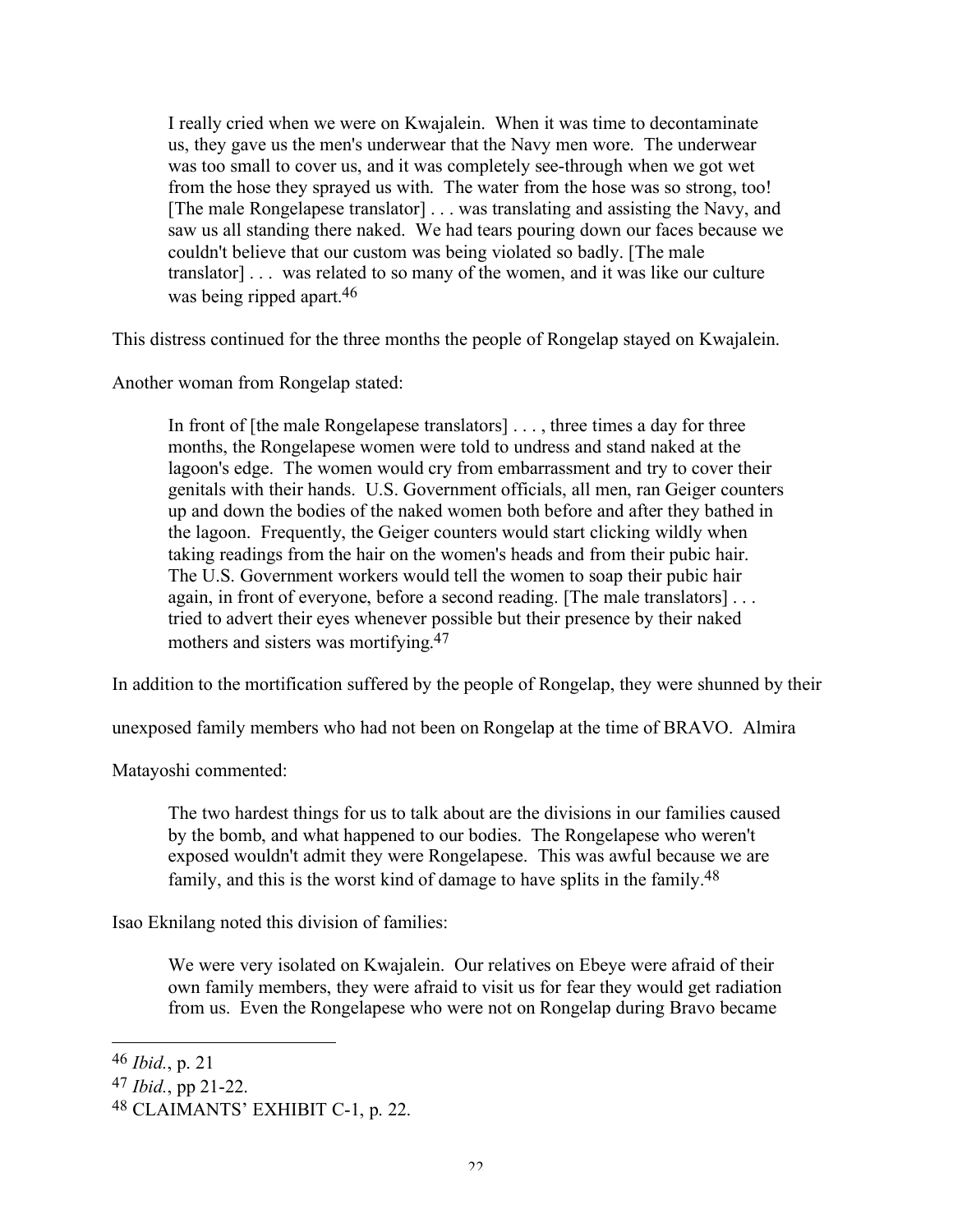> I really cried when we were on Kwajalein. When it was time to decontaminate us, they gave us the men's underwear that the Navy men wore. The underwear was too small to cover us, and it was completely see-through when we got wet from the hose they sprayed us with. The water from the hose was so strong, too! [The male Rongelapese translator] . . . was translating and assisting the Navy, and saw us all standing there naked. We had tears pouring down our faces because we couldn't believe that our custom was being violated so badly. [The male translator] . . . was related to so many of the women, and it was like our culture was being ripped apart.[46]

This distress continued for the three months the people of Rongelap stayed on Kwajalein.

Another woman from Rongelap stated:

> In front of [the male Rongelapese translators] . . . , three times a day for three months, the Rongelapese women were told to undress and stand naked at the lagoon's edge. The women would cry from embarrassment and try to cover their genitals with their hands. U.S. Government officials, all men, ran Geiger counters up and down the bodies of the naked women both before and after they bathed in the lagoon. Frequently, the Geiger counters would start clicking wildly when taking readings from the hair on the women's heads and from their pubic hair. The U.S. Government workers would tell the women to soap their pubic hair again, in front of everyone, before a second reading. [The male translators] . . . tried to advert their eyes whenever possible but their presence by their naked mothers and sisters was mortifying.[47]

In addition to the mortification suffered by the people of Rongelap, they were shunned by their unexposed family members who had not been on Rongelap at the time of BRAVO. Almira Matayoshi commented:

> The two hardest things for us to talk about are the divisions in our families caused by the bomb, and what happened to our bodies. The Rongelapese who weren't exposed wouldn't admit they were Rongelapese. This was awful because we are family, and this is the worst kind of damage to have splits in the family.[48]

Isao Eknilang noted this division of families:

> We were very isolated on Kwajalein. Our relatives on Ebeye were afraid of their own family members, they were afraid to visit us for fear they would get radiation from us. Even the Rongelapese who were not on Rongelap during Bravo became

---

[46] *Ibid.*, p. 21

[47] *Ibid.*, pp 21-22.

[48] CLAIMANTS' EXHIBIT C-1, p. 22.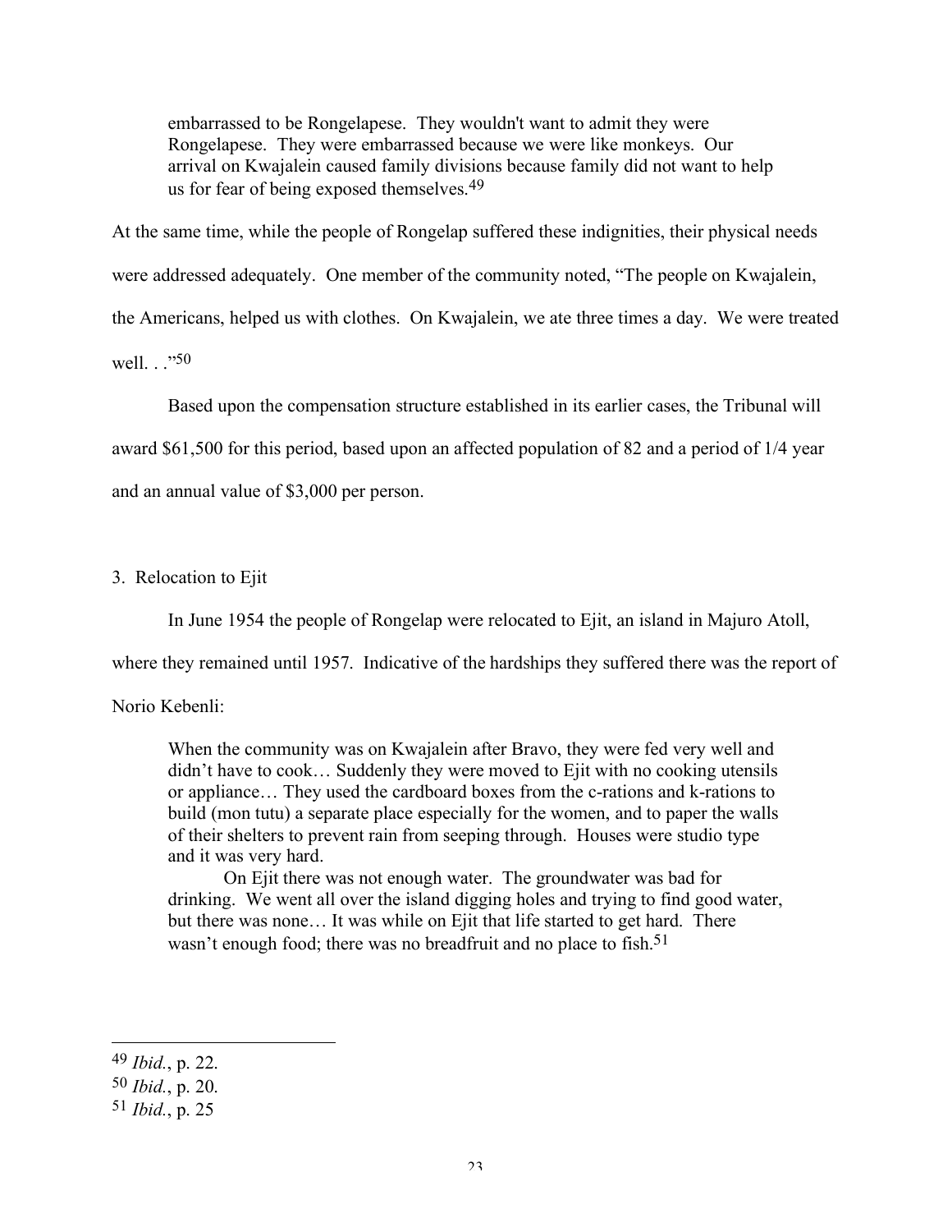> embarrassed to be Rongelapese. They wouldn't want to admit they were Rongelapese. They were embarrassed because we were like monkeys. Our arrival on Kwajalein caused family divisions because family did not want to help us for fear of being exposed themselves.[49]

At the same time, while the people of Rongelap suffered these indignities, their physical needs were addressed adequately. One member of the community noted, "The people on Kwajalein, the Americans, helped us with clothes. On Kwajalein, we ate three times a day. We were treated well. . ."[50]

Based upon the compensation structure established in its earlier cases, the Tribunal will award $61,500 for this period, based upon an affected population of 82 and a period of 1/4 year and an annual value of $3,000 per person.

3. Relocation to Ejit

In June 1954 the people of Rongelap were relocated to Ejit, an island in Majuro Atoll, where they remained until 1957. Indicative of the hardships they suffered there was the report of Norio Kebenli:

> When the community was on Kwajalein after Bravo, they were fed very well and didn't have to cook… Suddenly they were moved to Ejit with no cooking utensils or appliance… They used the cardboard boxes from the c-rations and k-rations to build (mon tutu) a separate place especially for the women, and to paper the walls of their shelters to prevent rain from seeping through. Houses were studio type and it was very hard.
>
> On Ejit there was not enough water. The groundwater was bad for drinking. We went all over the island digging holes and trying to find good water, but there was none… It was while on Ejit that life started to get hard. There wasn't enough food; there was no breadfruit and no place to fish.[51]

---

[49] *Ibid.*, p. 22.

[50] *Ibid.*, p. 20.

[51] *Ibid.*, p. 25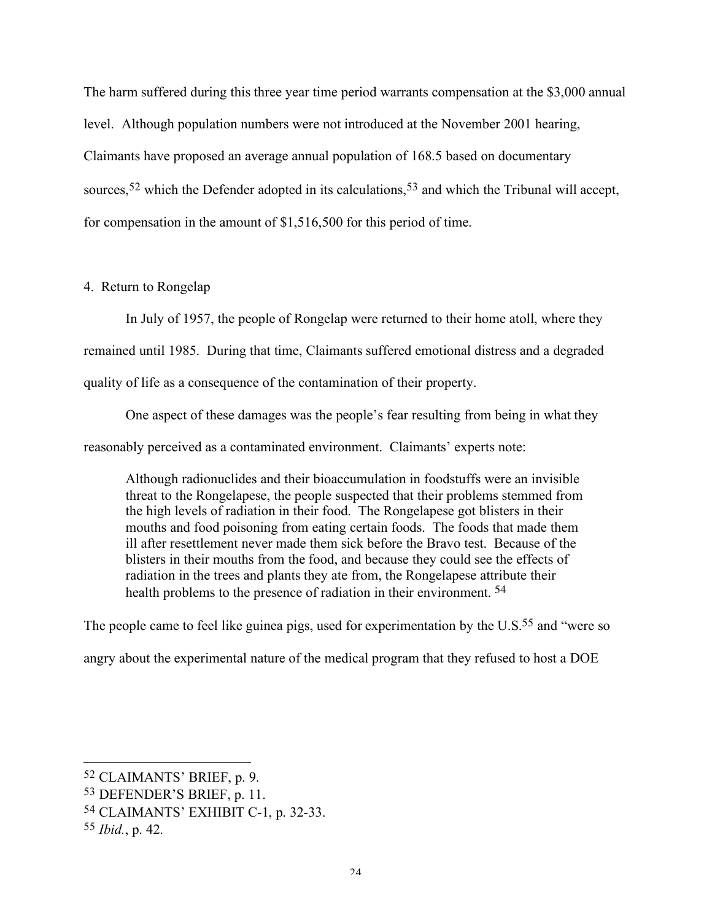The harm suffered during this three year time period warrants compensation at the $3,000 annual level. Although population numbers were not introduced at the November 2001 hearing, Claimants have proposed an average annual population of 168.5 based on documentary sources,[52] which the Defender adopted in its calculations,[53] and which the Tribunal will accept, for compensation in the amount of $1,516,500 for this period of time.

4. Return to Rongelap

In July of 1957, the people of Rongelap were returned to their home atoll, where they remained until 1985. During that time, Claimants suffered emotional distress and a degraded quality of life as a consequence of the contamination of their property.

One aspect of these damages was the people's fear resulting from being in what they reasonably perceived as a contaminated environment. Claimants' experts note:

> Although radionuclides and their bioaccumulation in foodstuffs were an invisible threat to the Rongelapese, the people suspected that their problems stemmed from the high levels of radiation in their food. The Rongelapese got blisters in their mouths and food poisoning from eating certain foods. The foods that made them ill after resettlement never made them sick before the Bravo test. Because of the blisters in their mouths from the food, and because they could see the effects of radiation in the trees and plants they ate from, the Rongelapese attribute their health problems to the presence of radiation in their environment. [54]

The people came to feel like guinea pigs, used for experimentation by the U.S.[55] and "were so angry about the experimental nature of the medical program that they refused to host a DOE

---

[52] CLAIMANTS' BRIEF, p. 9.
[53] DEFENDER'S BRIEF, p. 11.
[54] CLAIMANTS' EXHIBIT C-1, p. 32-33.
[55] *Ibid.*, p. 42.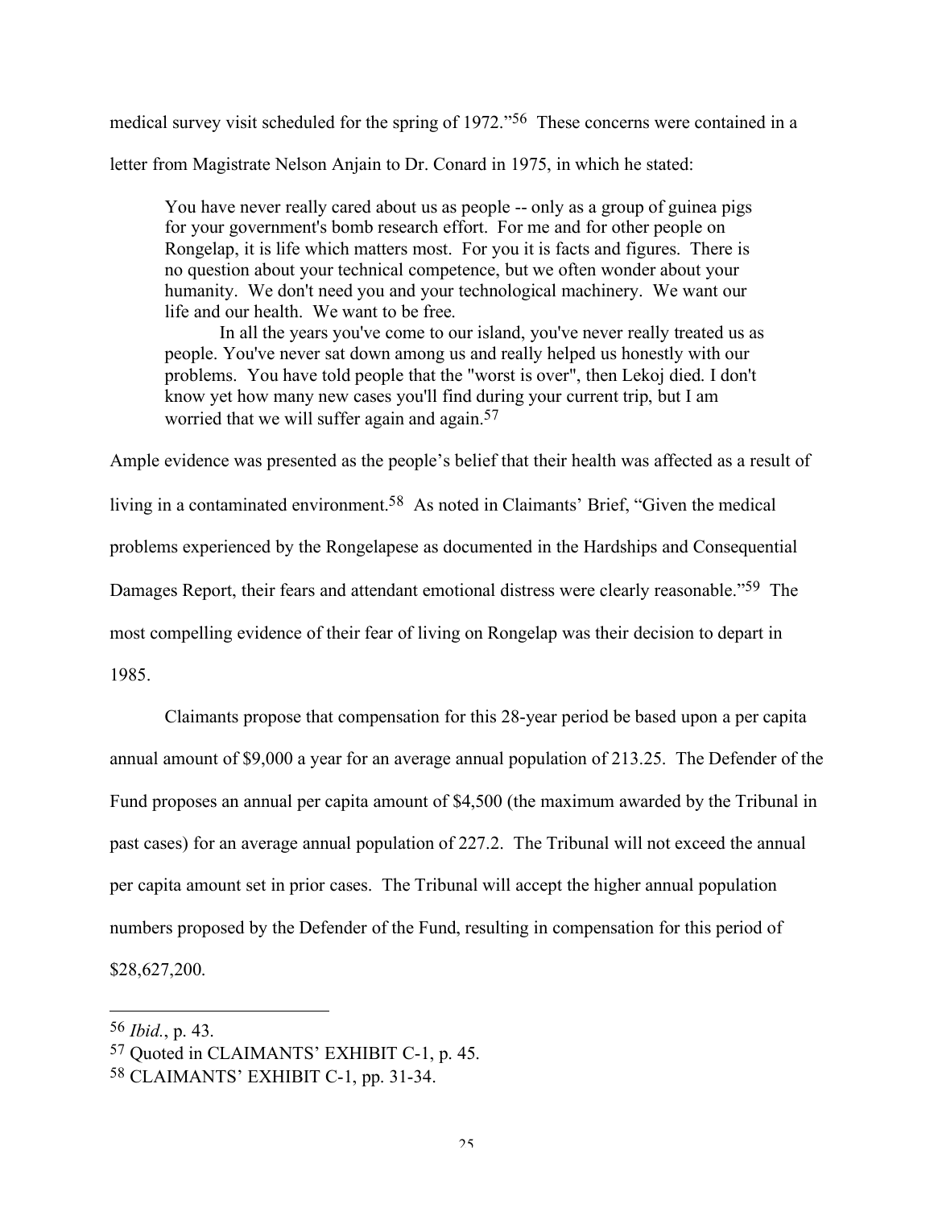medical survey visit scheduled for the spring of 1972."[56] These concerns were contained in a letter from Magistrate Nelson Anjain to Dr. Conard in 1975, in which he stated:

> You have never really cared about us as people -- only as a group of guinea pigs for your government's bomb research effort. For me and for other people on Rongelap, it is life which matters most. For you it is facts and figures. There is no question about your technical competence, but we often wonder about your humanity. We don't need you and your technological machinery. We want our life and our health. We want to be free.
>
> In all the years you've come to our island, you've never really treated us as people. You've never sat down among us and really helped us honestly with our problems. You have told people that the "worst is over", then Lekoj died. I don't know yet how many new cases you'll find during your current trip, but I am worried that we will suffer again and again.[57]

Ample evidence was presented as the people's belief that their health was affected as a result of living in a contaminated environment.[58] As noted in Claimants' Brief, "Given the medical problems experienced by the Rongelapese as documented in the Hardships and Consequential Damages Report, their fears and attendant emotional distress were clearly reasonable."[59] The most compelling evidence of their fear of living on Rongelap was their decision to depart in 1985.

Claimants propose that compensation for this 28-year period be based upon a per capita annual amount of $9,000 a year for an average annual population of 213.25. The Defender of the Fund proposes an annual per capita amount of $4,500 (the maximum awarded by the Tribunal in past cases) for an average annual population of 227.2. The Tribunal will not exceed the annual per capita amount set in prior cases. The Tribunal will accept the higher annual population numbers proposed by the Defender of the Fund, resulting in compensation for this period of $28,627,200.

---

[56] *Ibid.*, p. 43.

[57] Quoted in CLAIMANTS' EXHIBIT C-1, p. 45.

[58] CLAIMANTS' EXHIBIT C-1, pp. 31-34.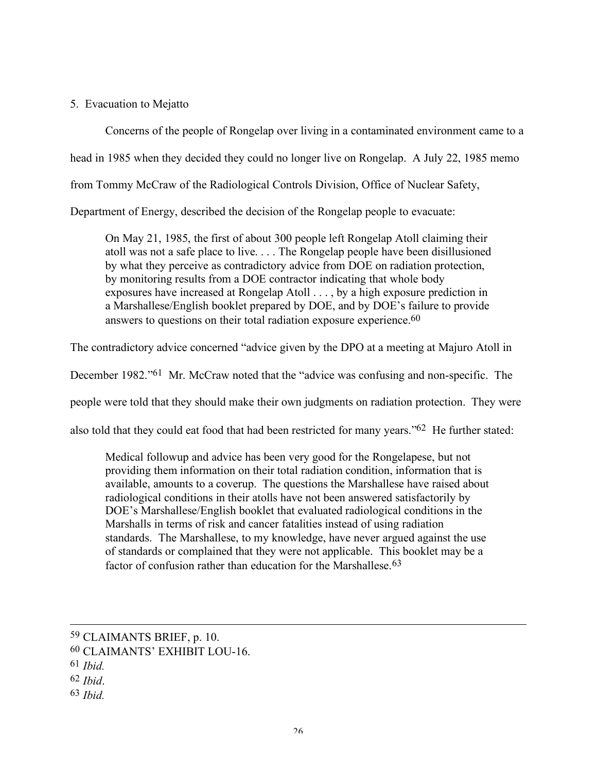5. Evacuation to Mejatto

Concerns of the people of Rongelap over living in a contaminated environment came to a head in 1985 when they decided they could no longer live on Rongelap. A July 22, 1985 memo from Tommy McCraw of the Radiological Controls Division, Office of Nuclear Safety, Department of Energy, described the decision of the Rongelap people to evacuate:

> On May 21, 1985, the first of about 300 people left Rongelap Atoll claiming their atoll was not a safe place to live. . . . The Rongelap people have been disillusioned by what they perceive as contradictory advice from DOE on radiation protection, by monitoring results from a DOE contractor indicating that whole body exposures have increased at Rongelap Atoll . . . , by a high exposure prediction in a Marshallese/English booklet prepared by DOE, and by DOE's failure to provide answers to questions on their total radiation exposure experience.[60]

The contradictory advice concerned "advice given by the DPO at a meeting at Majuro Atoll in December 1982."[61] Mr. McCraw noted that the "advice was confusing and non-specific. The people were told that they should make their own judgments on radiation protection. They were also told that they could eat food that had been restricted for many years."[62] He further stated:

> Medical followup and advice has been very good for the Rongelapese, but not providing them information on their total radiation condition, information that is available, amounts to a coverup. The questions the Marshallese have raised about radiological conditions in their atolls have not been answered satisfactorily by DOE's Marshallese/English booklet that evaluated radiological conditions in the Marshalls in terms of risk and cancer fatalities instead of using radiation standards. The Marshallese, to my knowledge, have never argued against the use of standards or complained that they were not applicable. This booklet may be a factor of confusion rather than education for the Marshallese.[63]

---

[59] CLAIMANTS BRIEF, p. 10.

[60] CLAIMANTS' EXHIBIT LOU-16.

[61] *Ibid.*

[62] *Ibid*.

[63] *Ibid.*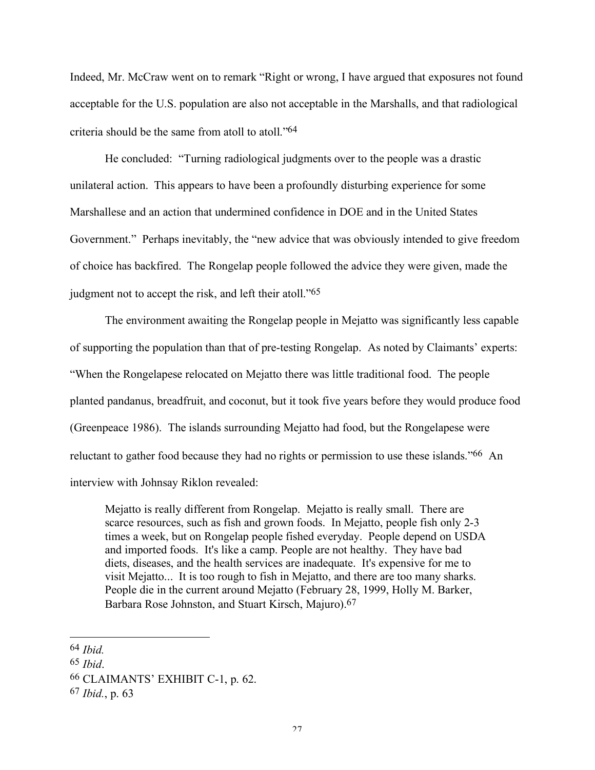Indeed, Mr. McCraw went on to remark "Right or wrong, I have argued that exposures not found acceptable for the U.S. population are also not acceptable in the Marshalls, and that radiological criteria should be the same from atoll to atoll."[64]

He concluded: "Turning radiological judgments over to the people was a drastic unilateral action. This appears to have been a profoundly disturbing experience for some Marshallese and an action that undermined confidence in DOE and in the United States Government." Perhaps inevitably, the "new advice that was obviously intended to give freedom of choice has backfired. The Rongelap people followed the advice they were given, made the judgment not to accept the risk, and left their atoll."[65]

The environment awaiting the Rongelap people in Mejatto was significantly less capable of supporting the population than that of pre-testing Rongelap. As noted by Claimants' experts: "When the Rongelapese relocated on Mejatto there was little traditional food. The people planted pandanus, breadfruit, and coconut, but it took five years before they would produce food (Greenpeace 1986). The islands surrounding Mejatto had food, but the Rongelapese were reluctant to gather food because they had no rights or permission to use these islands."[66] An interview with Johnsay Riklon revealed:

> Mejatto is really different from Rongelap. Mejatto is really small. There are scarce resources, such as fish and grown foods. In Mejatto, people fish only 2-3 times a week, but on Rongelap people fished everyday. People depend on USDA and imported foods. It's like a camp. People are not healthy. They have bad diets, diseases, and the health services are inadequate. It's expensive for me to visit Mejatto... It is too rough to fish in Mejatto, and there are too many sharks. People die in the current around Mejatto (February 28, 1999, Holly M. Barker, Barbara Rose Johnston, and Stuart Kirsch, Majuro).[67]

---

[64] *Ibid.*

[65] *Ibid*.

[66] CLAIMANTS' EXHIBIT C-1, p. 62.

[67] *Ibid.*, p. 63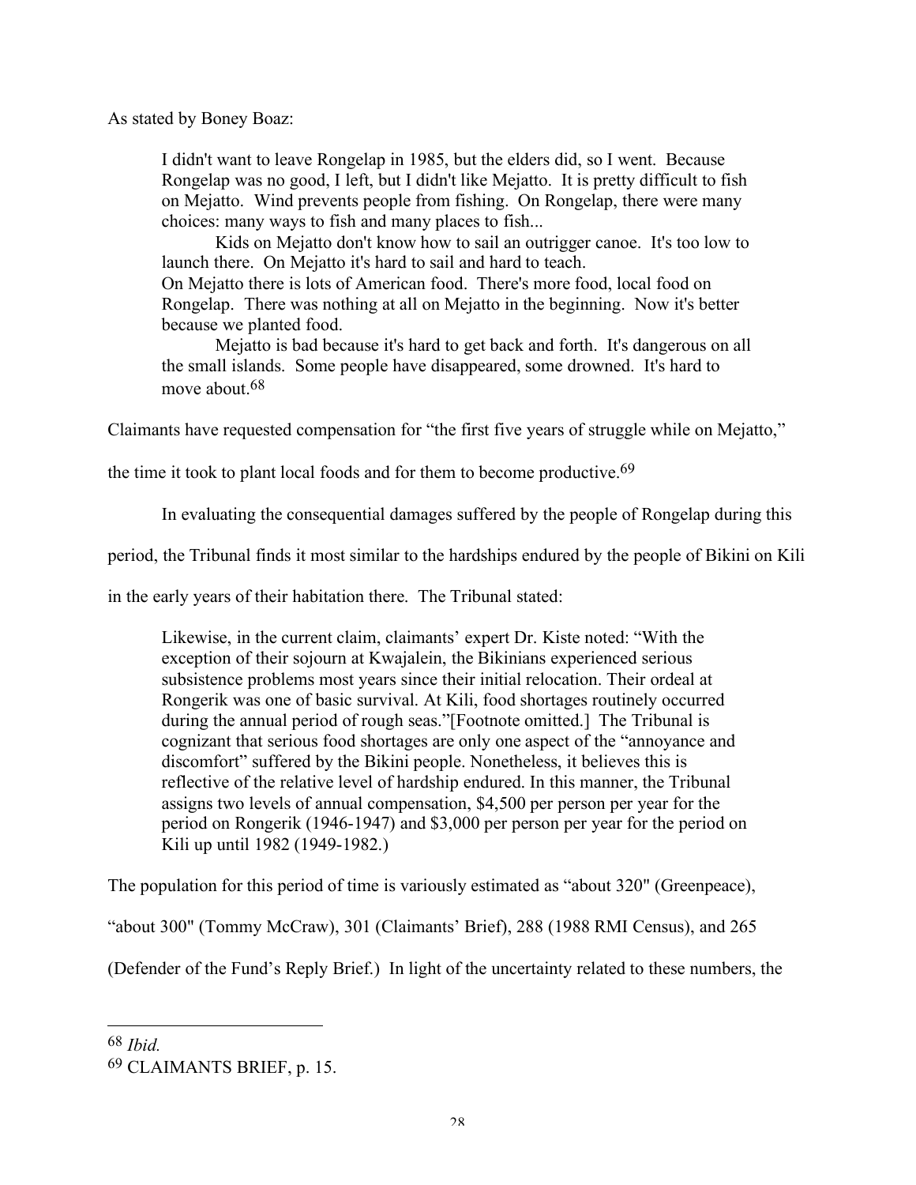As stated by Boney Boaz:

> I didn't want to leave Rongelap in 1985, but the elders did, so I went. Because Rongelap was no good, I left, but I didn't like Mejatto. It is pretty difficult to fish on Mejatto. Wind prevents people from fishing. On Rongelap, there were many choices: many ways to fish and many places to fish...
>
> Kids on Mejatto don't know how to sail an outrigger canoe. It's too low to launch there. On Mejatto it's hard to sail and hard to teach.
> On Mejatto there is lots of American food. There's more food, local food on Rongelap. There was nothing at all on Mejatto in the beginning. Now it's better because we planted food.
>
> Mejatto is bad because it's hard to get back and forth. It's dangerous on all the small islands. Some people have disappeared, some drowned. It's hard to move about.[68]

Claimants have requested compensation for "the first five years of struggle while on Mejatto," the time it took to plant local foods and for them to become productive.[69]

In evaluating the consequential damages suffered by the people of Rongelap during this period, the Tribunal finds it most similar to the hardships endured by the people of Bikini on Kili in the early years of their habitation there. The Tribunal stated:

> Likewise, in the current claim, claimants' expert Dr. Kiste noted: "With the exception of their sojourn at Kwajalein, the Bikinians experienced serious subsistence problems most years since their initial relocation. Their ordeal at Rongerik was one of basic survival. At Kili, food shortages routinely occurred during the annual period of rough seas."[Footnote omitted.] The Tribunal is cognizant that serious food shortages are only one aspect of the "annoyance and discomfort" suffered by the Bikini people. Nonetheless, it believes this is reflective of the relative level of hardship endured. In this manner, the Tribunal assigns two levels of annual compensation, $4,500 per person per year for the period on Rongerik (1946-1947) and $3,000 per person per year for the period on Kili up until 1982 (1949-1982.)

The population for this period of time is variously estimated as "about 320" (Greenpeace), "about 300" (Tommy McCraw), 301 (Claimants' Brief), 288 (1988 RMI Census), and 265 (Defender of the Fund's Reply Brief.) In light of the uncertainty related to these numbers, the

---

[68] *Ibid.*

[69] CLAIMANTS BRIEF, p. 15.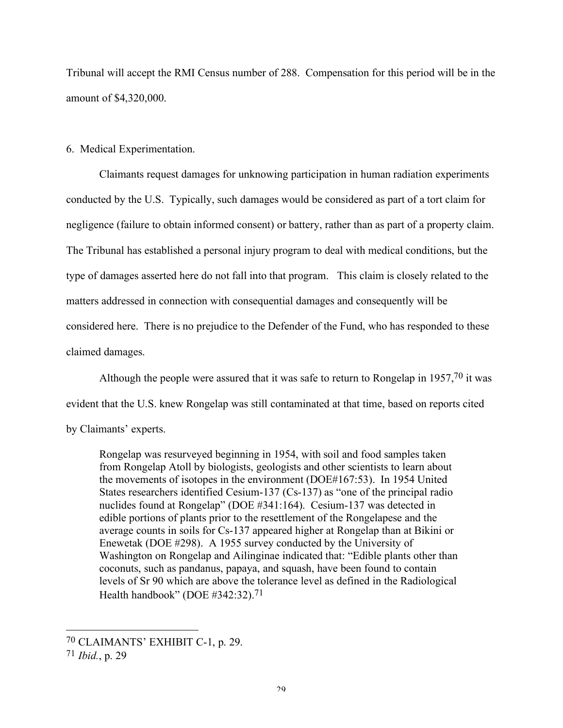Tribunal will accept the RMI Census number of 288. Compensation for this period will be in the amount of $4,320,000.

6. Medical Experimentation.

Claimants request damages for unknowing participation in human radiation experiments conducted by the U.S. Typically, such damages would be considered as part of a tort claim for negligence (failure to obtain informed consent) or battery, rather than as part of a property claim. The Tribunal has established a personal injury program to deal with medical conditions, but the type of damages asserted here do not fall into that program. This claim is closely related to the matters addressed in connection with consequential damages and consequently will be considered here. There is no prejudice to the Defender of the Fund, who has responded to these claimed damages.

Although the people were assured that it was safe to return to Rongelap in 1957,[70] it was evident that the U.S. knew Rongelap was still contaminated at that time, based on reports cited by Claimants' experts.

> Rongelap was resurveyed beginning in 1954, with soil and food samples taken from Rongelap Atoll by biologists, geologists and other scientists to learn about the movements of isotopes in the environment (DOE#167:53). In 1954 United States researchers identified Cesium-137 (Cs-137) as "one of the principal radio nuclides found at Rongelap" (DOE #341:164). Cesium-137 was detected in edible portions of plants prior to the resettlement of the Rongelapese and the average counts in soils for Cs-137 appeared higher at Rongelap than at Bikini or Enewetak (DOE #298). A 1955 survey conducted by the University of Washington on Rongelap and Ailinginae indicated that: "Edible plants other than coconuts, such as pandanus, papaya, and squash, have been found to contain levels of Sr 90 which are above the tolerance level as defined in the Radiological Health handbook" (DOE #342:32).[71]

---

[70] CLAIMANTS' EXHIBIT C-1, p. 29.

[71] *Ibid.*, p. 29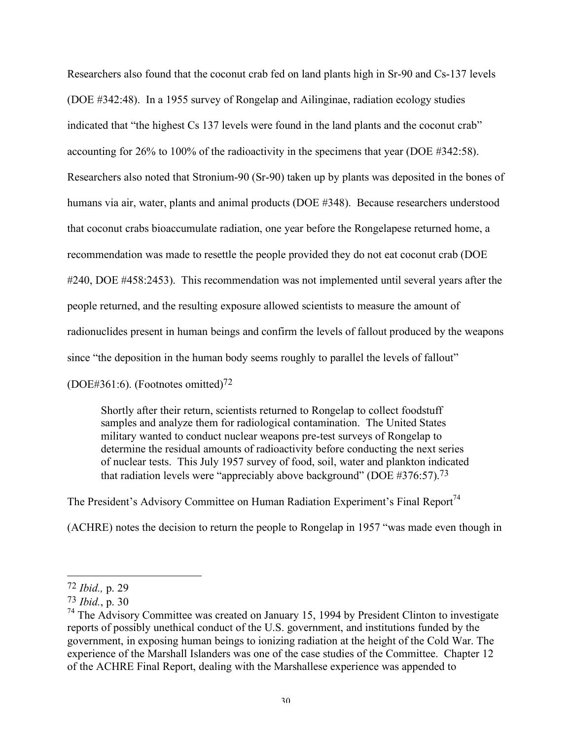Researchers also found that the coconut crab fed on land plants high in Sr-90 and Cs-137 levels (DOE #342:48). In a 1955 survey of Rongelap and Ailinginae, radiation ecology studies indicated that "the highest Cs 137 levels were found in the land plants and the coconut crab" accounting for 26% to 100% of the radioactivity in the specimens that year (DOE #342:58). Researchers also noted that Stronium-90 (Sr-90) taken up by plants was deposited in the bones of humans via air, water, plants and animal products (DOE #348). Because researchers understood that coconut crabs bioaccumulate radiation, one year before the Rongelapese returned home, a recommendation was made to resettle the people provided they do not eat coconut crab (DOE #240, DOE #458:2453). This recommendation was not implemented until several years after the people returned, and the resulting exposure allowed scientists to measure the amount of radionuclides present in human beings and confirm the levels of fallout produced by the weapons since "the deposition in the human body seems roughly to parallel the levels of fallout" (DOE#361:6). (Footnotes omitted)[72]

> Shortly after their return, scientists returned to Rongelap to collect foodstuff samples and analyze them for radiological contamination. The United States military wanted to conduct nuclear weapons pre-test surveys of Rongelap to determine the residual amounts of radioactivity before conducting the next series of nuclear tests. This July 1957 survey of food, soil, water and plankton indicated that radiation levels were "appreciably above background" (DOE #376:57).[73]

The President's Advisory Committee on Human Radiation Experiment's Final Report[74] (ACHRE) notes the decision to return the people to Rongelap in 1957 "was made even though in

---

[72] *Ibid.,* p. 29

[73] *Ibid.*, p. 30

[74] The Advisory Committee was created on January 15, 1994 by President Clinton to investigate reports of possibly unethical conduct of the U.S. government, and institutions funded by the government, in exposing human beings to ionizing radiation at the height of the Cold War. The experience of the Marshall Islanders was one of the case studies of the Committee. Chapter 12 of the ACHRE Final Report, dealing with the Marshallese experience was appended to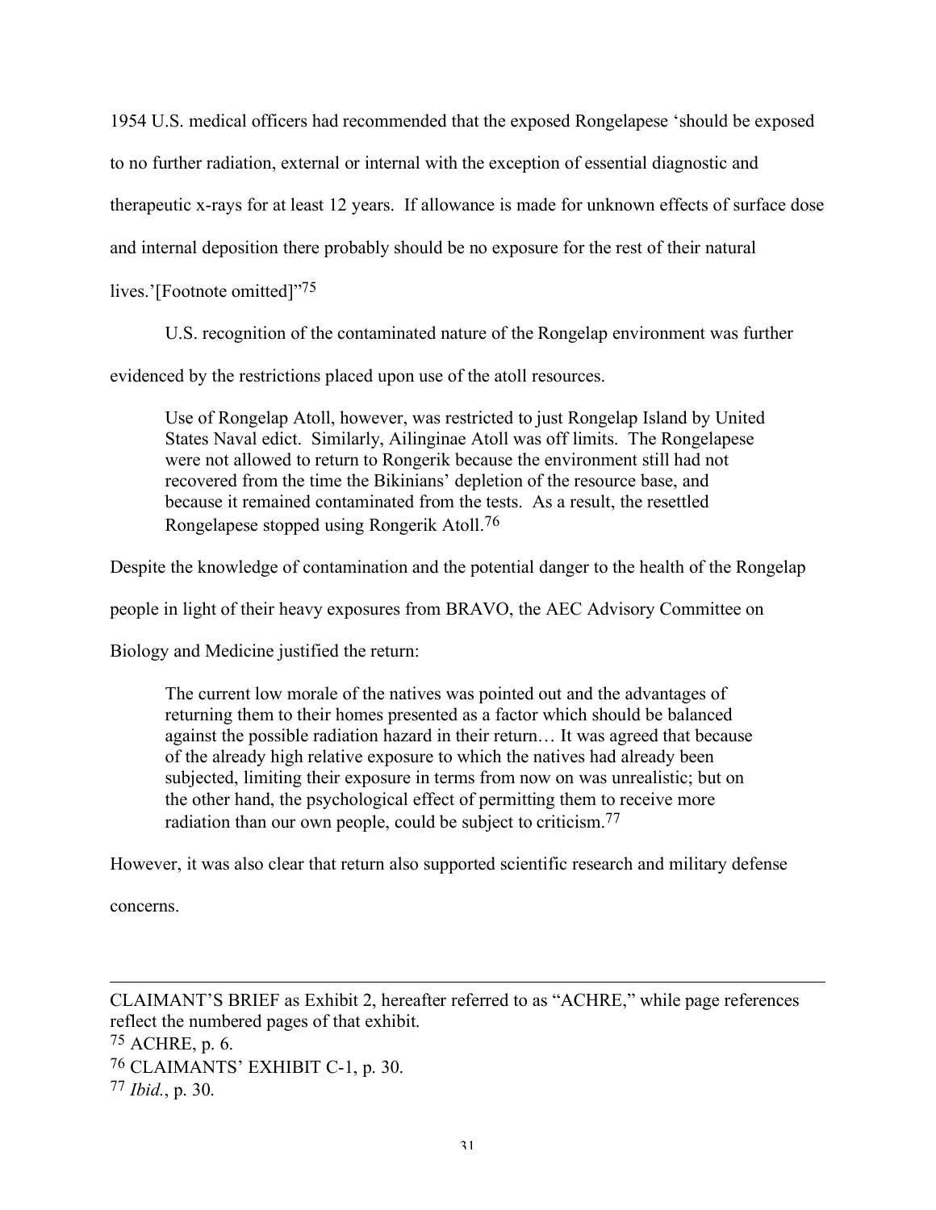1954 U.S. medical officers had recommended that the exposed Rongelapese 'should be exposed to no further radiation, external or internal with the exception of essential diagnostic and therapeutic x-rays for at least 12 years. If allowance is made for unknown effects of surface dose and internal deposition there probably should be no exposure for the rest of their natural lives.'[Footnote omitted]"[75]

U.S. recognition of the contaminated nature of the Rongelap environment was further evidenced by the restrictions placed upon use of the atoll resources.

> Use of Rongelap Atoll, however, was restricted to just Rongelap Island by United States Naval edict. Similarly, Ailinginae Atoll was off limits. The Rongelapese were not allowed to return to Rongerik because the environment still had not recovered from the time the Bikinians' depletion of the resource base, and because it remained contaminated from the tests. As a result, the resettled Rongelapese stopped using Rongerik Atoll.[76]

Despite the knowledge of contamination and the potential danger to the health of the Rongelap people in light of their heavy exposures from BRAVO, the AEC Advisory Committee on Biology and Medicine justified the return:

> The current low morale of the natives was pointed out and the advantages of returning them to their homes presented as a factor which should be balanced against the possible radiation hazard in their return… It was agreed that because of the already high relative exposure to which the natives had already been subjected, limiting their exposure in terms from now on was unrealistic; but on the other hand, the psychological effect of permitting them to receive more radiation than our own people, could be subject to criticism.[77]

However, it was also clear that return also supported scientific research and military defense concerns.

---

CLAIMANT'S BRIEF as Exhibit 2, hereafter referred to as "ACHRE," while page references reflect the numbered pages of that exhibit.

[75] ACHRE, p. 6.

[76] CLAIMANTS' EXHIBIT C-1, p. 30.

[77] *Ibid.*, p. 30.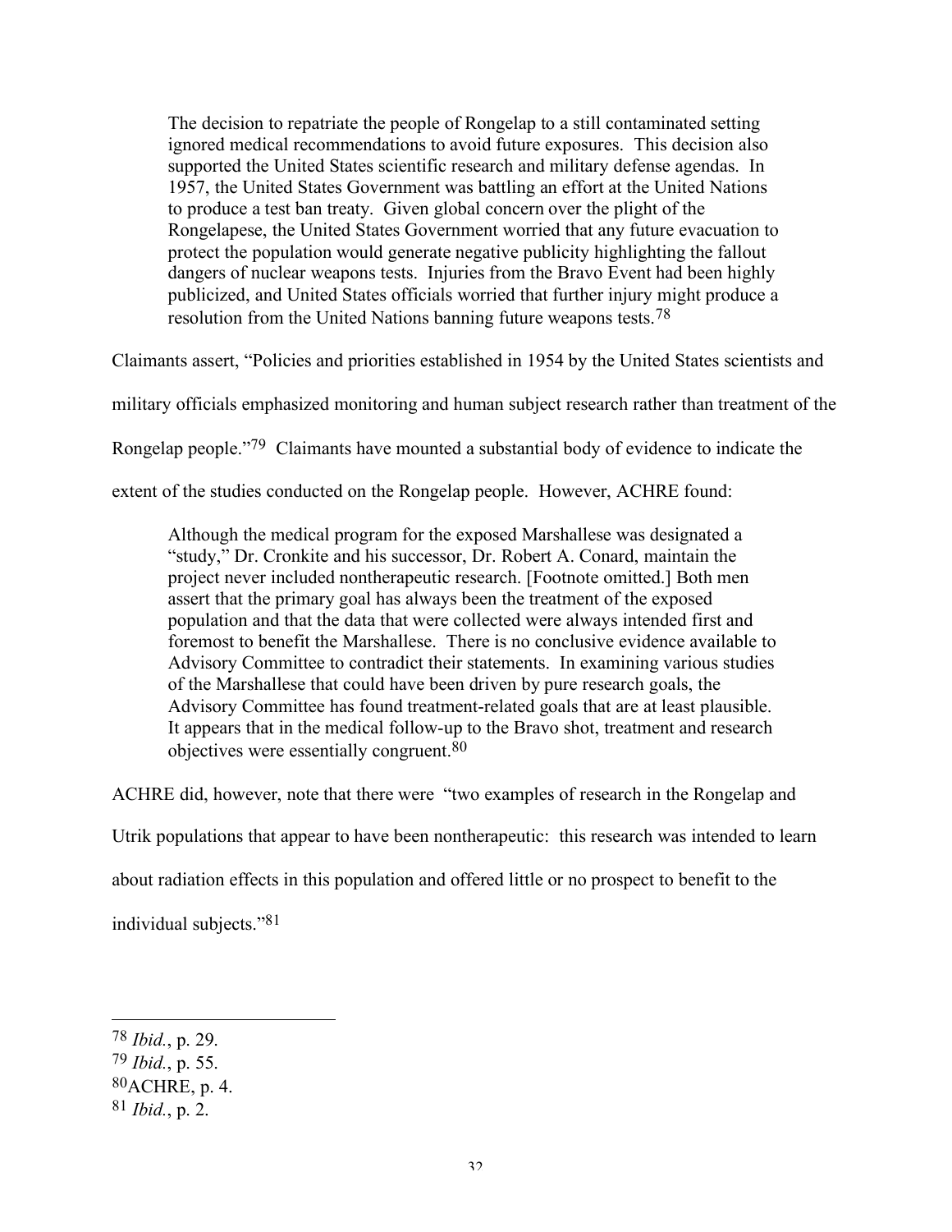> The decision to repatriate the people of Rongelap to a still contaminated setting ignored medical recommendations to avoid future exposures. This decision also supported the United States scientific research and military defense agendas. In 1957, the United States Government was battling an effort at the United Nations to produce a test ban treaty. Given global concern over the plight of the Rongelapese, the United States Government worried that any future evacuation to protect the population would generate negative publicity highlighting the fallout dangers of nuclear weapons tests. Injuries from the Bravo Event had been highly publicized, and United States officials worried that further injury might produce a resolution from the United Nations banning future weapons tests.[78]

Claimants assert, "Policies and priorities established in 1954 by the United States scientists and military officials emphasized monitoring and human subject research rather than treatment of the Rongelap people."[79] Claimants have mounted a substantial body of evidence to indicate the extent of the studies conducted on the Rongelap people. However, ACHRE found:

> Although the medical program for the exposed Marshallese was designated a "study," Dr. Cronkite and his successor, Dr. Robert A. Conard, maintain the project never included nontherapeutic research. [Footnote omitted.] Both men assert that the primary goal has always been the treatment of the exposed population and that the data that were collected were always intended first and foremost to benefit the Marshallese. There is no conclusive evidence available to Advisory Committee to contradict their statements. In examining various studies of the Marshallese that could have been driven by pure research goals, the Advisory Committee has found treatment-related goals that are at least plausible. It appears that in the medical follow-up to the Bravo shot, treatment and research objectives were essentially congruent.[80]

ACHRE did, however, note that there were "two examples of research in the Rongelap and Utrik populations that appear to have been nontherapeutic: this research was intended to learn about radiation effects in this population and offered little or no prospect to benefit to the individual subjects."[81]

---

[78] *Ibid.*, p. 29.
[79] *Ibid.*, p. 55.
[80] ACHRE, p. 4.
[81] *Ibid.*, p. 2.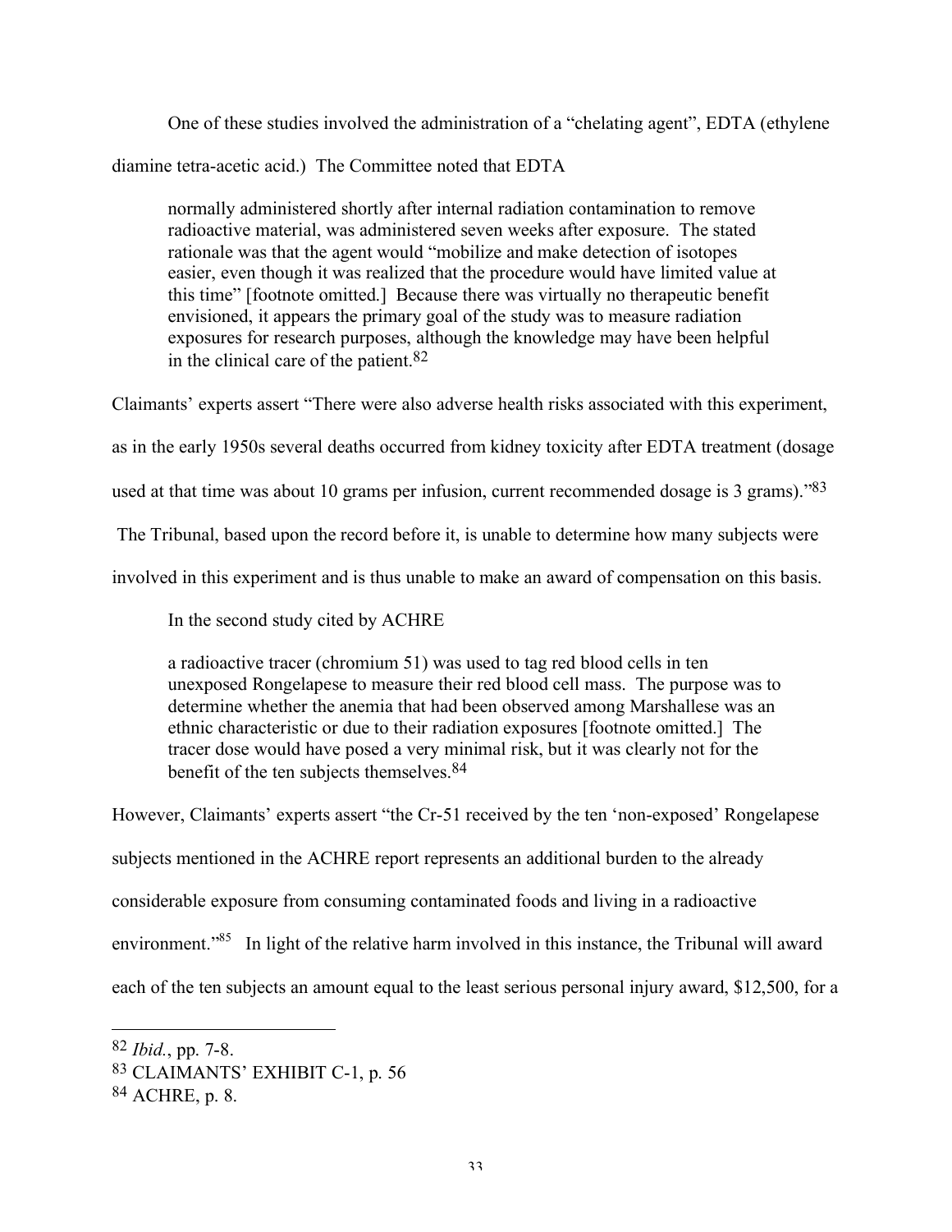One of these studies involved the administration of a "chelating agent", EDTA (ethylene diamine tetra-acetic acid.) The Committee noted that EDTA

> normally administered shortly after internal radiation contamination to remove radioactive material, was administered seven weeks after exposure. The stated rationale was that the agent would "mobilize and make detection of isotopes easier, even though it was realized that the procedure would have limited value at this time" [footnote omitted.] Because there was virtually no therapeutic benefit envisioned, it appears the primary goal of the study was to measure radiation exposures for research purposes, although the knowledge may have been helpful in the clinical care of the patient.[82]

Claimants' experts assert "There were also adverse health risks associated with this experiment, as in the early 1950s several deaths occurred from kidney toxicity after EDTA treatment (dosage used at that time was about 10 grams per infusion, current recommended dosage is 3 grams)."[83] The Tribunal, based upon the record before it, is unable to determine how many subjects were involved in this experiment and is thus unable to make an award of compensation on this basis.

In the second study cited by ACHRE

> a radioactive tracer (chromium 51) was used to tag red blood cells in ten unexposed Rongelapese to measure their red blood cell mass. The purpose was to determine whether the anemia that had been observed among Marshallese was an ethnic characteristic or due to their radiation exposures [footnote omitted.] The tracer dose would have posed a very minimal risk, but it was clearly not for the benefit of the ten subjects themselves.[84]

However, Claimants' experts assert "the Cr-51 received by the ten 'non-exposed' Rongelapese subjects mentioned in the ACHRE report represents an additional burden to the already considerable exposure from consuming contaminated foods and living in a radioactive environment."[85] In light of the relative harm involved in this instance, the Tribunal will award each of the ten subjects an amount equal to the least serious personal injury award, $12,500, for a

---

[82] *Ibid.*, pp. 7-8.

[83] CLAIMANTS' EXHIBIT C-1, p. 56

[84] ACHRE, p. 8.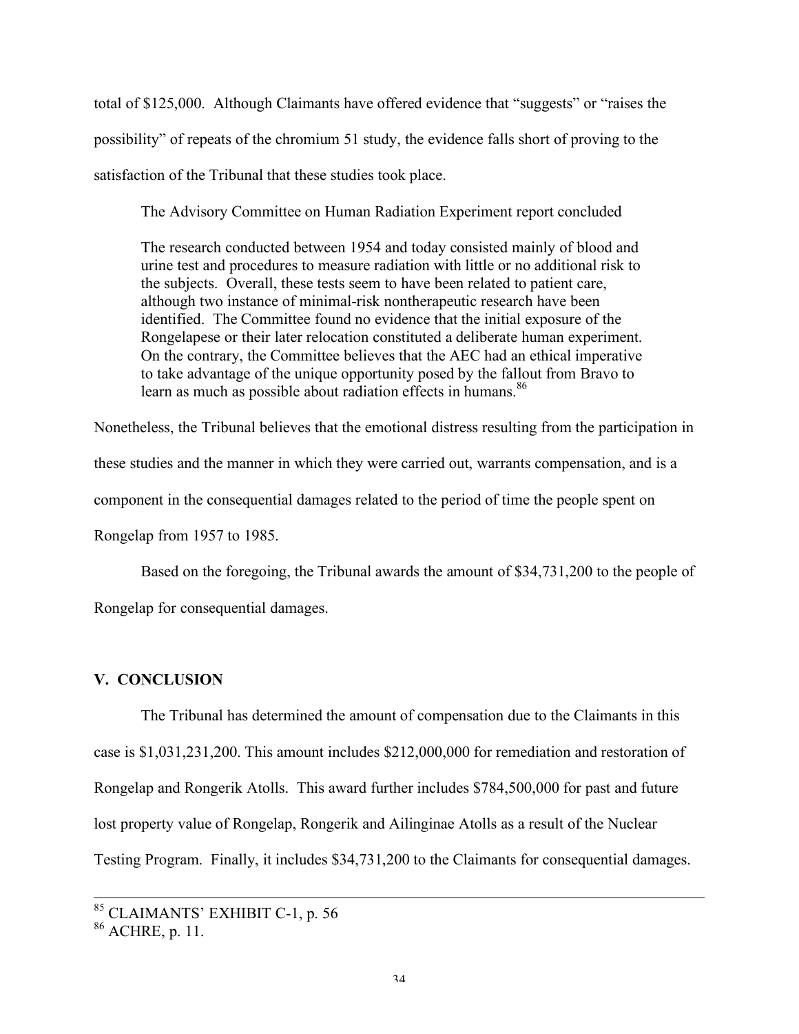total of $125,000. Although Claimants have offered evidence that "suggests" or "raises the possibility" of repeats of the chromium 51 study, the evidence falls short of proving to the satisfaction of the Tribunal that these studies took place.

The Advisory Committee on Human Radiation Experiment report concluded

> The research conducted between 1954 and today consisted mainly of blood and urine test and procedures to measure radiation with little or no additional risk to the subjects. Overall, these tests seem to have been related to patient care, although two instance of minimal-risk nontherapeutic research have been identified. The Committee found no evidence that the initial exposure of the Rongelapese or their later relocation constituted a deliberate human experiment. On the contrary, the Committee believes that the AEC had an ethical imperative to take advantage of the unique opportunity posed by the fallout from Bravo to learn as much as possible about radiation effects in humans.[86]

Nonetheless, the Tribunal believes that the emotional distress resulting from the participation in these studies and the manner in which they were carried out, warrants compensation, and is a component in the consequential damages related to the period of time the people spent on Rongelap from 1957 to 1985.

Based on the foregoing, the Tribunal awards the amount of $34,731,200 to the people of Rongelap for consequential damages.

## V. CONCLUSION

The Tribunal has determined the amount of compensation due to the Claimants in this case is $1,031,231,200. This amount includes $212,000,000 for remediation and restoration of Rongelap and Rongerik Atolls. This award further includes $784,500,000 for past and future lost property value of Rongelap, Rongerik and Ailinginae Atolls as a result of the Nuclear Testing Program. Finally, it includes $34,731,200 to the Claimants for consequential damages.

---

[85] CLAIMANTS' EXHIBIT C-1, p. 56

[86] ACHRE, p. 11.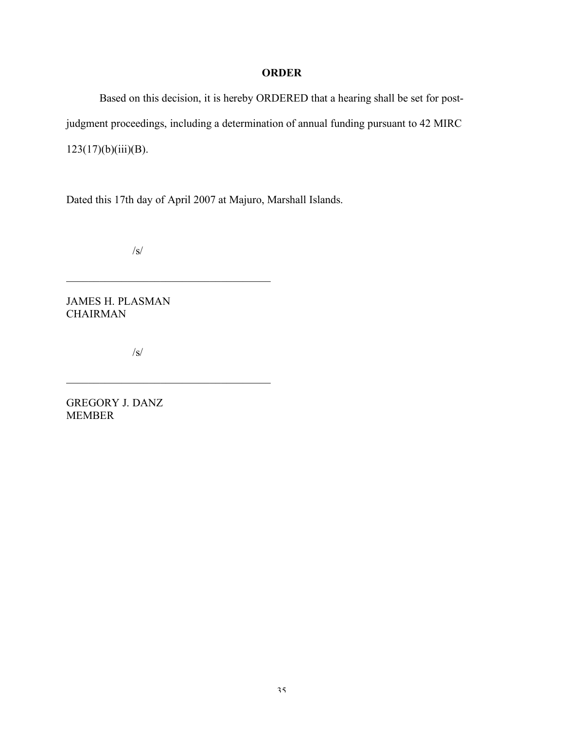## ORDER

Based on this decision, it is hereby ORDERED that a hearing shall be set for post-judgment proceedings, including a determination of annual funding pursuant to 42 MIRC 123(17)(b)(iii)(B).

Dated this 17th day of April 2007 at Majuro, Marshall Islands.

/s/

---

JAMES H. PLASMAN
CHAIRMAN

/s/

---

GREGORY J. DANZ
MEMBER